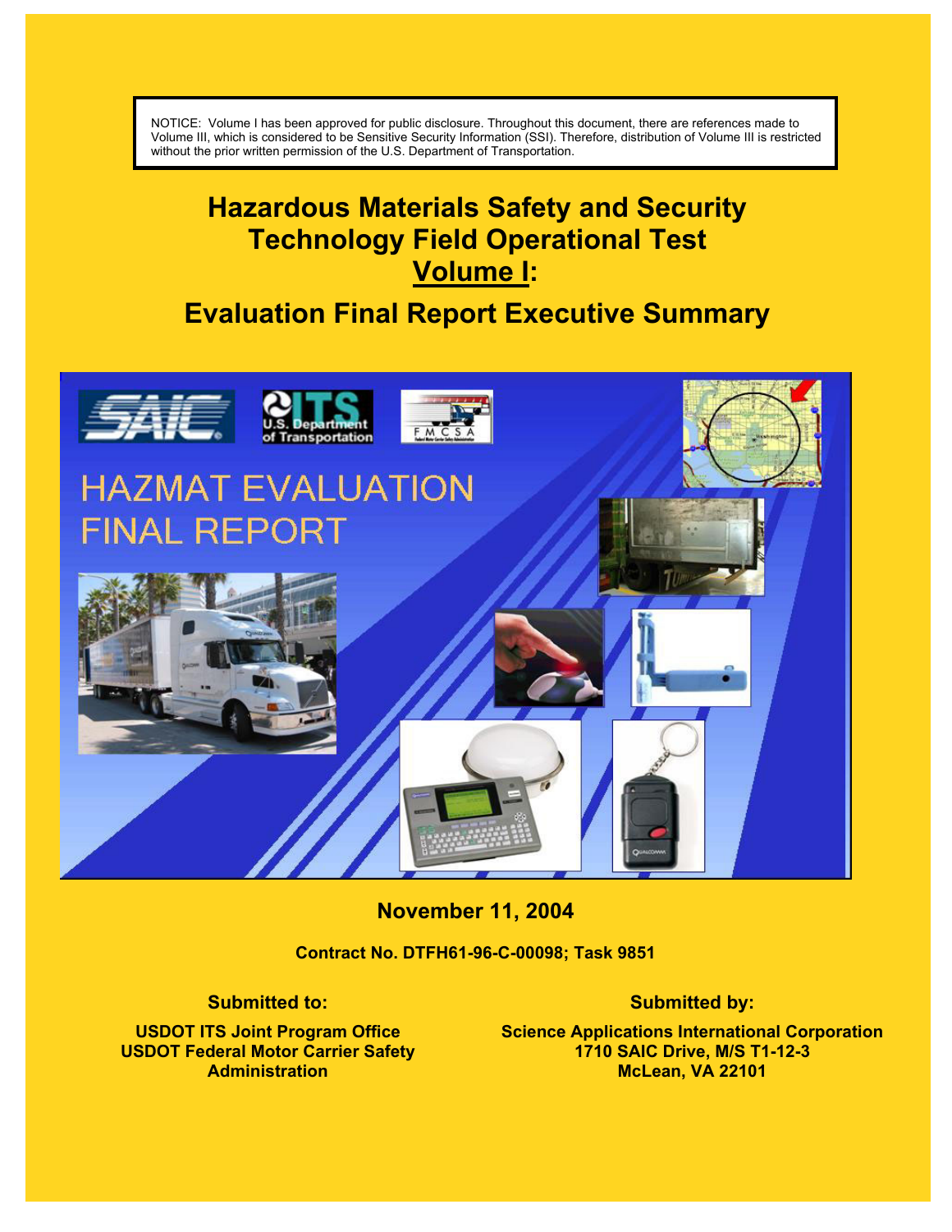NOTICE: Volume I has been approved for public disclosure. Throughout this document, there are references made to Volume III, which is considered to be Sensitive Security Information (SSI). Therefore, distribution of Volume III is restricted without the prior written permission of the U.S. Department of Transportation.

# Hazardous Materials Safety and Security Technology Field Operational Test

# Volume I:

# Evaluation Final Report Executive Summary

HAZMAT EVALUATION FINAL REPORT

**November 11, 2004**

**Contract No. DTFH61-96-C-00098; Task 9851**

**Submitted to:**

**USDOT ITS Joint Program Office**
**USDOT Federal Motor Carrier Safety Administration**

**Submitted by:**

**Science Applications International Corporation**
**1710 SAIC Drive, M/S T1-12-3**
**McLean, VA 22101**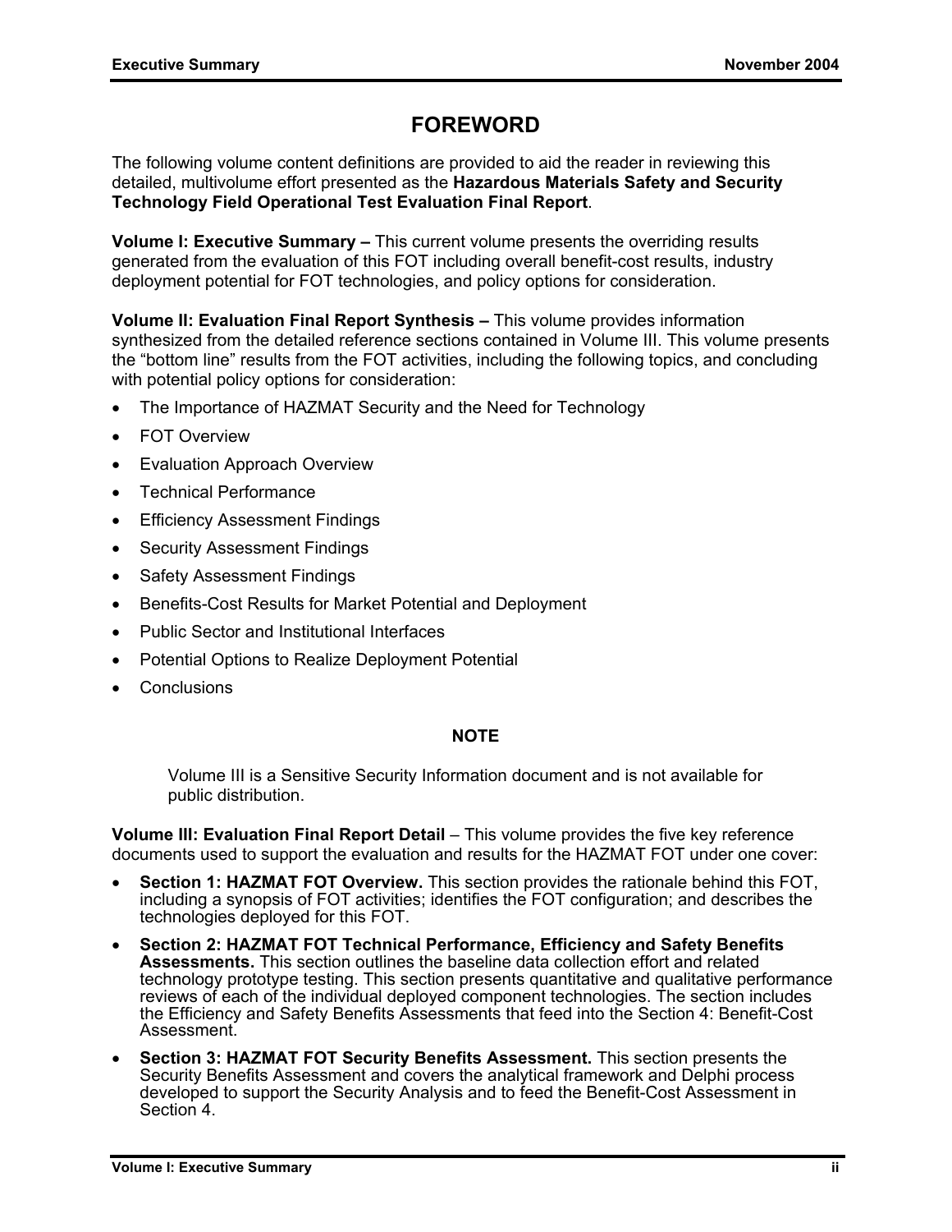# FOREWORD

The following volume content definitions are provided to aid the reader in reviewing this detailed, multivolume effort presented as the **Hazardous Materials Safety and Security Technology Field Operational Test Evaluation Final Report**.

**Volume I: Executive Summary –** This current volume presents the overriding results generated from the evaluation of this FOT including overall benefit-cost results, industry deployment potential for FOT technologies, and policy options for consideration.

**Volume II: Evaluation Final Report Synthesis –** This volume provides information synthesized from the detailed reference sections contained in Volume III. This volume presents the "bottom line" results from the FOT activities, including the following topics, and concluding with potential policy options for consideration:

- The Importance of HAZMAT Security and the Need for Technology
- FOT Overview
- Evaluation Approach Overview
- Technical Performance
- Efficiency Assessment Findings
- Security Assessment Findings
- Safety Assessment Findings
- Benefits-Cost Results for Market Potential and Deployment
- Public Sector and Institutional Interfaces
- Potential Options to Realize Deployment Potential
- Conclusions

**NOTE**

> Volume III is a Sensitive Security Information document and is not available for public distribution.

**Volume III: Evaluation Final Report Detail** – This volume provides the five key reference documents used to support the evaluation and results for the HAZMAT FOT under one cover:

- **Section 1: HAZMAT FOT Overview.** This section provides the rationale behind this FOT, including a synopsis of FOT activities; identifies the FOT configuration; and describes the technologies deployed for this FOT.
- **Section 2: HAZMAT FOT Technical Performance, Efficiency and Safety Benefits Assessments.** This section outlines the baseline data collection effort and related technology prototype testing. This section presents quantitative and qualitative performance reviews of each of the individual deployed component technologies. The section includes the Efficiency and Safety Benefits Assessments that feed into the Section 4: Benefit-Cost Assessment.
- **Section 3: HAZMAT FOT Security Benefits Assessment.** This section presents the Security Benefits Assessment and covers the analytical framework and Delphi process developed to support the Security Analysis and to feed the Benefit-Cost Assessment in Section 4.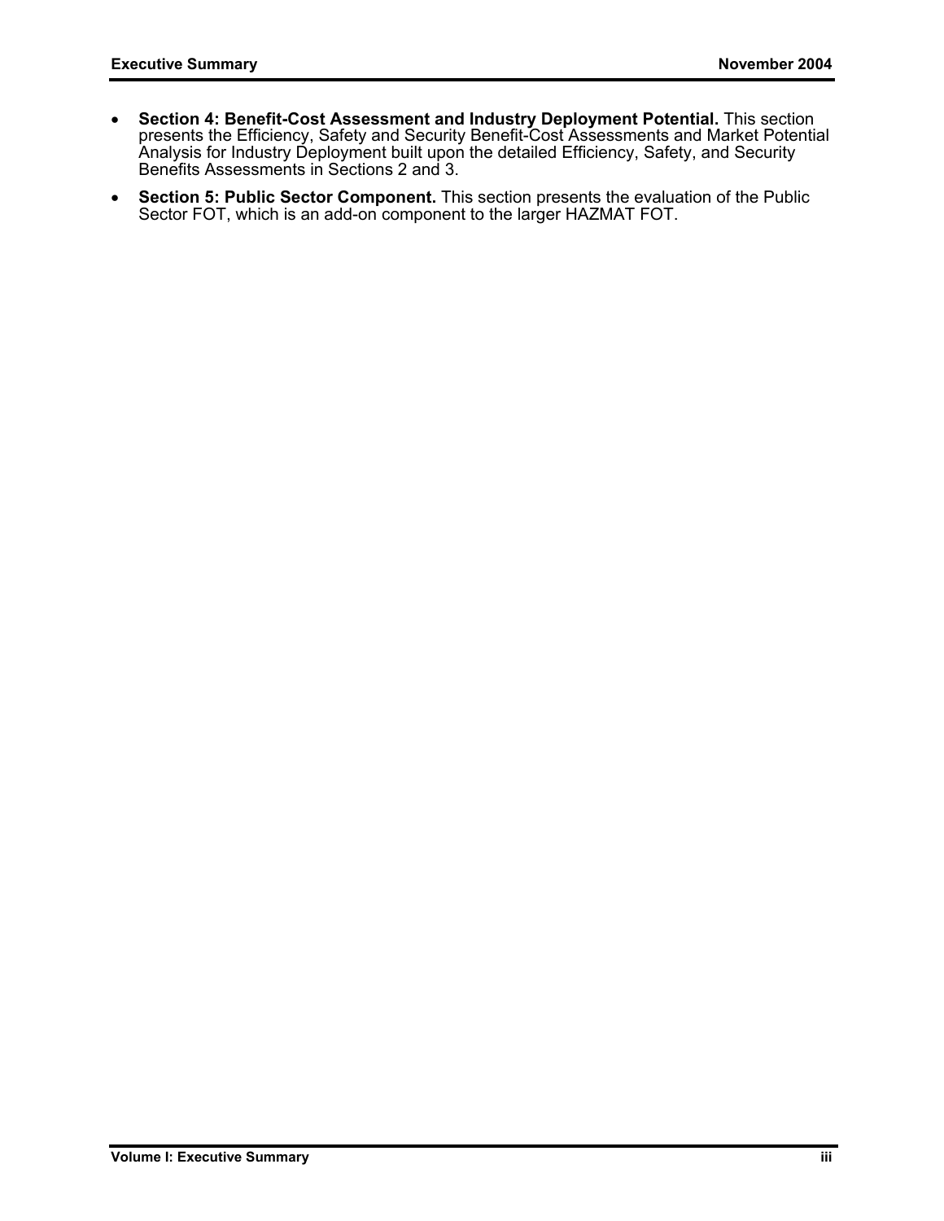- **Section 4: Benefit-Cost Assessment and Industry Deployment Potential.** This section presents the Efficiency, Safety and Security Benefit-Cost Assessments and Market Potential Analysis for Industry Deployment built upon the detailed Efficiency, Safety, and Security Benefits Assessments in Sections 2 and 3.
- **Section 5: Public Sector Component.** This section presents the evaluation of the Public Sector FOT, which is an add-on component to the larger HAZMAT FOT.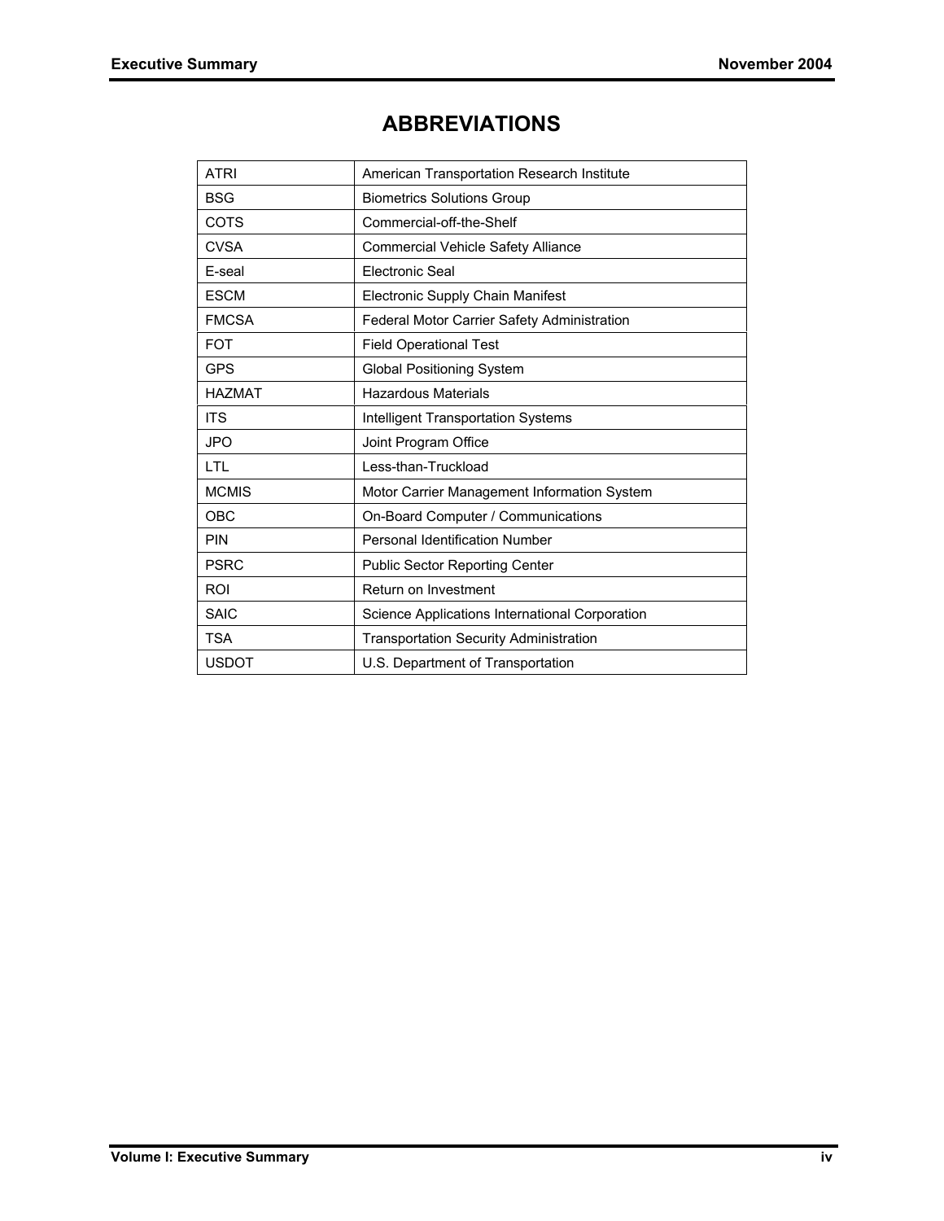# ABBREVIATIONS

| | |
|---|---|
| ATRI | American Transportation Research Institute |
| BSG | Biometrics Solutions Group |
| COTS | Commercial-off-the-Shelf |
| CVSA | Commercial Vehicle Safety Alliance |
| E-seal | Electronic Seal |
| ESCM | Electronic Supply Chain Manifest |
| FMCSA | Federal Motor Carrier Safety Administration |
| FOT | Field Operational Test |
| GPS | Global Positioning System |
| HAZMAT | Hazardous Materials |
| ITS | Intelligent Transportation Systems |
| JPO | Joint Program Office |
| LTL | Less-than-Truckload |
| MCMIS | Motor Carrier Management Information System |
| OBC | On-Board Computer / Communications |
| PIN | Personal Identification Number |
| PSRC | Public Sector Reporting Center |
| ROI | Return on Investment |
| SAIC | Science Applications International Corporation |
| TSA | Transportation Security Administration |
| USDOT | U.S. Department of Transportation |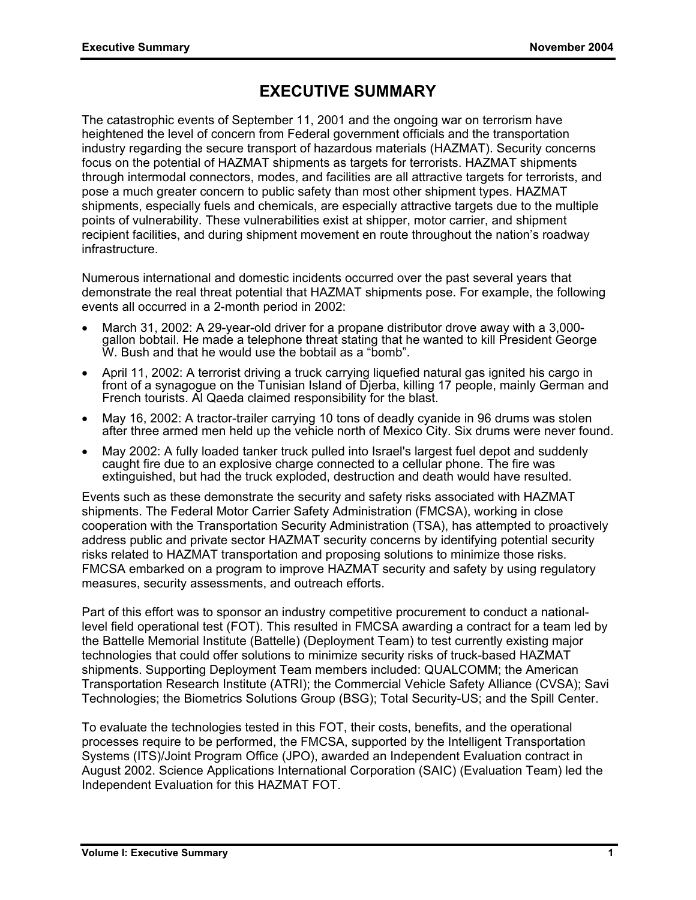# EXECUTIVE SUMMARY

The catastrophic events of September 11, 2001 and the ongoing war on terrorism have heightened the level of concern from Federal government officials and the transportation industry regarding the secure transport of hazardous materials (HAZMAT). Security concerns focus on the potential of HAZMAT shipments as targets for terrorists. HAZMAT shipments through intermodal connectors, modes, and facilities are all attractive targets for terrorists, and pose a much greater concern to public safety than most other shipment types. HAZMAT shipments, especially fuels and chemicals, are especially attractive targets due to the multiple points of vulnerability. These vulnerabilities exist at shipper, motor carrier, and shipment recipient facilities, and during shipment movement en route throughout the nation's roadway infrastructure.

Numerous international and domestic incidents occurred over the past several years that demonstrate the real threat potential that HAZMAT shipments pose. For example, the following events all occurred in a 2-month period in 2002:

- March 31, 2002: A 29-year-old driver for a propane distributor drove away with a 3,000-gallon bobtail. He made a telephone threat stating that he wanted to kill President George W. Bush and that he would use the bobtail as a "bomb".
- April 11, 2002: A terrorist driving a truck carrying liquefied natural gas ignited his cargo in front of a synagogue on the Tunisian Island of Djerba, killing 17 people, mainly German and French tourists. Al Qaeda claimed responsibility for the blast.
- May 16, 2002: A tractor-trailer carrying 10 tons of deadly cyanide in 96 drums was stolen after three armed men held up the vehicle north of Mexico City. Six drums were never found.
- May 2002: A fully loaded tanker truck pulled into Israel's largest fuel depot and suddenly caught fire due to an explosive charge connected to a cellular phone. The fire was extinguished, but had the truck exploded, destruction and death would have resulted.

Events such as these demonstrate the security and safety risks associated with HAZMAT shipments. The Federal Motor Carrier Safety Administration (FMCSA), working in close cooperation with the Transportation Security Administration (TSA), has attempted to proactively address public and private sector HAZMAT security concerns by identifying potential security risks related to HAZMAT transportation and proposing solutions to minimize those risks. FMCSA embarked on a program to improve HAZMAT security and safety by using regulatory measures, security assessments, and outreach efforts.

Part of this effort was to sponsor an industry competitive procurement to conduct a national-level field operational test (FOT). This resulted in FMCSA awarding a contract for a team led by the Battelle Memorial Institute (Battelle) (Deployment Team) to test currently existing major technologies that could offer solutions to minimize security risks of truck-based HAZMAT shipments. Supporting Deployment Team members included: QUALCOMM; the American Transportation Research Institute (ATRI); the Commercial Vehicle Safety Alliance (CVSA); Savi Technologies; the Biometrics Solutions Group (BSG); Total Security-US; and the Spill Center.

To evaluate the technologies tested in this FOT, their costs, benefits, and the operational processes require to be performed, the FMCSA, supported by the Intelligent Transportation Systems (ITS)/Joint Program Office (JPO), awarded an Independent Evaluation contract in August 2002. Science Applications International Corporation (SAIC) (Evaluation Team) led the Independent Evaluation for this HAZMAT FOT.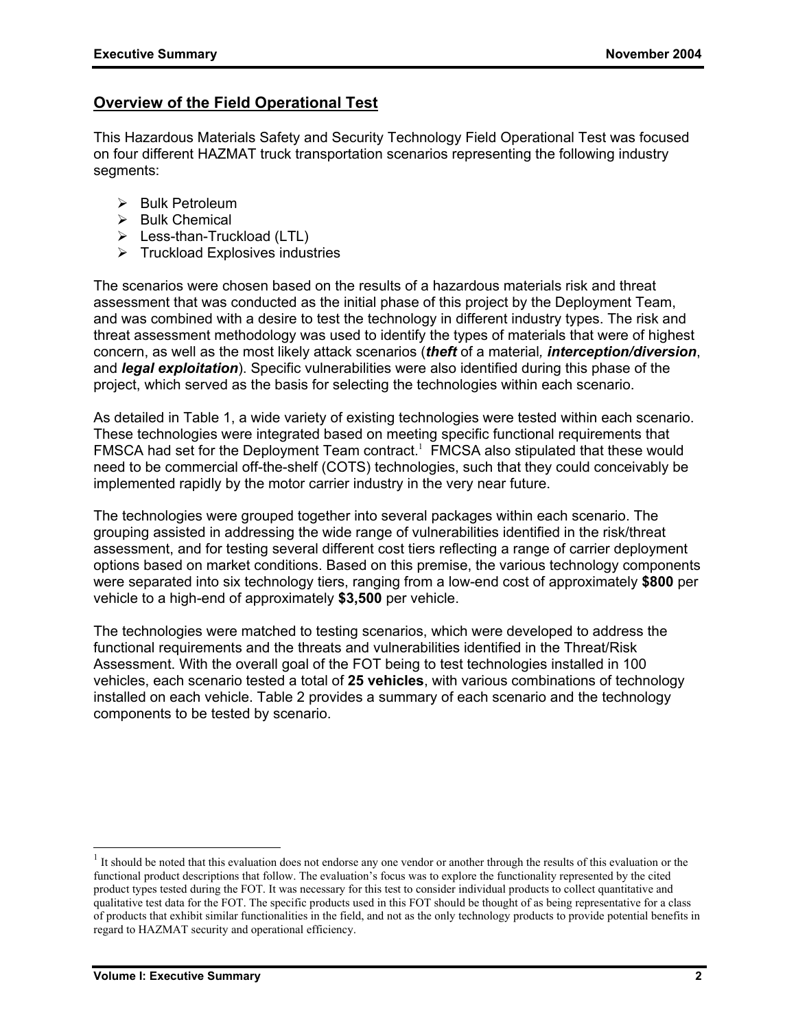## Overview of the Field Operational Test

This Hazardous Materials Safety and Security Technology Field Operational Test was focused on four different HAZMAT truck transportation scenarios representing the following industry segments:

- Bulk Petroleum
- Bulk Chemical
- Less-than-Truckload (LTL)
- Truckload Explosives industries

The scenarios were chosen based on the results of a hazardous materials risk and threat assessment that was conducted as the initial phase of this project by the Deployment Team, and was combined with a desire to test the technology in different industry types. The risk and threat assessment methodology was used to identify the types of materials that were of highest concern, as well as the most likely attack scenarios (***theft*** of a material*,* ***interception/diversion***, and ***legal exploitation***). Specific vulnerabilities were also identified during this phase of the project, which served as the basis for selecting the technologies within each scenario.

As detailed in Table 1, a wide variety of existing technologies were tested within each scenario. These technologies were integrated based on meeting specific functional requirements that FMSCA had set for the Deployment Team contract.[1] FMCSA also stipulated that these would need to be commercial off-the-shelf (COTS) technologies, such that they could conceivably be implemented rapidly by the motor carrier industry in the very near future.

The technologies were grouped together into several packages within each scenario. The grouping assisted in addressing the wide range of vulnerabilities identified in the risk/threat assessment, and for testing several different cost tiers reflecting a range of carrier deployment options based on market conditions. Based on this premise, the various technology components were separated into six technology tiers, ranging from a low-end cost of approximately **$800** per vehicle to a high-end of approximately **$3,500** per vehicle.

The technologies were matched to testing scenarios, which were developed to address the functional requirements and the threats and vulnerabilities identified in the Threat/Risk Assessment. With the overall goal of the FOT being to test technologies installed in 100 vehicles, each scenario tested a total of **25 vehicles**, with various combinations of technology installed on each vehicle. Table 2 provides a summary of each scenario and the technology components to be tested by scenario.

---

[1] It should be noted that this evaluation does not endorse any one vendor or another through the results of this evaluation or the functional product descriptions that follow. The evaluation's focus was to explore the functionality represented by the cited product types tested during the FOT. It was necessary for this test to consider individual products to collect quantitative and qualitative test data for the FOT. The specific products used in this FOT should be thought of as being representative for a class of products that exhibit similar functionalities in the field, and not as the only technology products to provide potential benefits in regard to HAZMAT security and operational efficiency.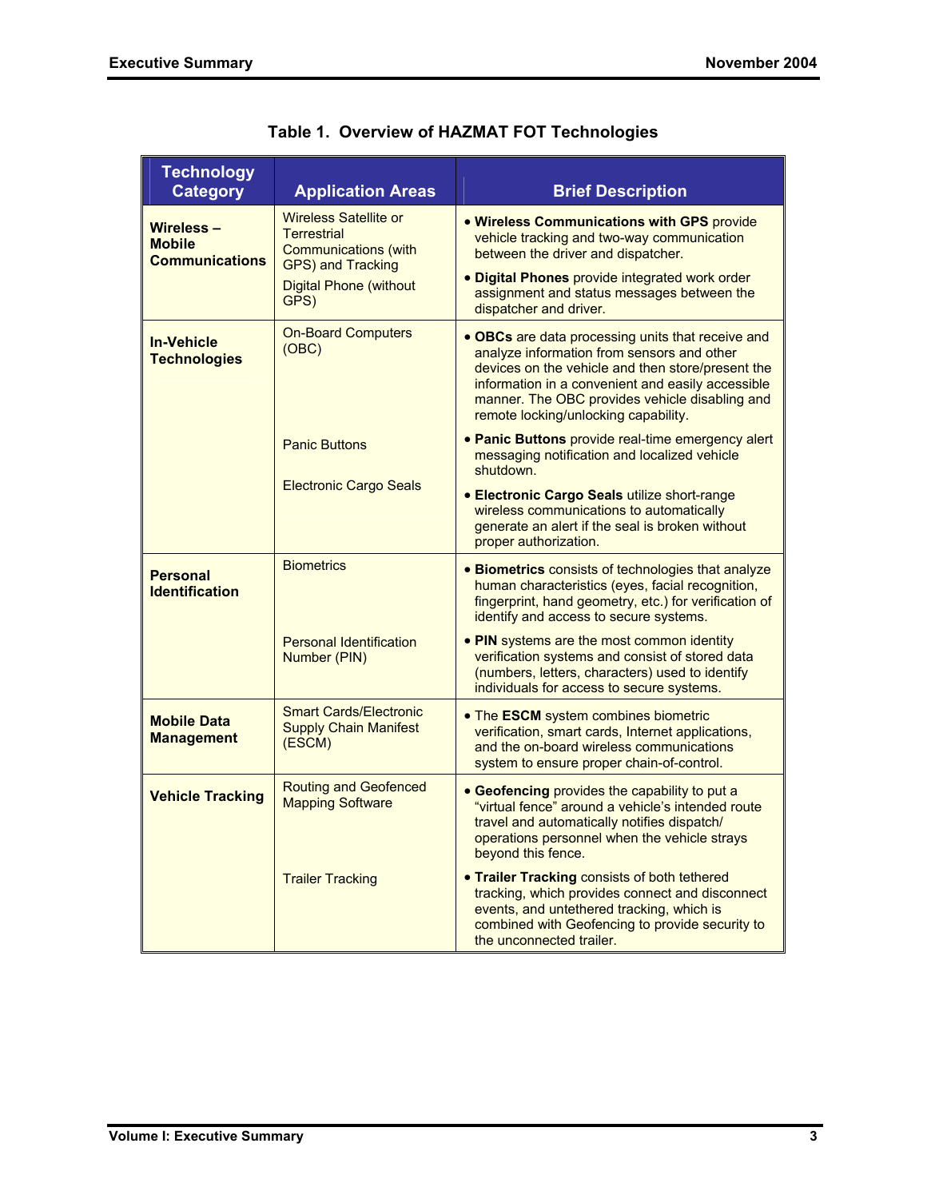**Table 1. Overview of HAZMAT FOT Technologies**

| Technology Category | Application Areas | Brief Description |
|---|---|---|
| **Wireless – Mobile Communications** | Wireless Satellite or Terrestrial Communications (with GPS) and Tracking | • **Wireless Communications with GPS** provide vehicle tracking and two-way communication between the driver and dispatcher. |
| | Digital Phone (without GPS) | • **Digital Phones** provide integrated work order assignment and status messages between the dispatcher and driver. |
| **In-Vehicle Technologies** | On-Board Computers (OBC) | • **OBCs** are data processing units that receive and analyze information from sensors and other devices on the vehicle and then store/present the information in a convenient and easily accessible manner. The OBC provides vehicle disabling and remote locking/unlocking capability. |
| | Panic Buttons | • **Panic Buttons** provide real-time emergency alert messaging notification and localized vehicle shutdown. |
| | Electronic Cargo Seals | • **Electronic Cargo Seals** utilize short-range wireless communications to automatically generate an alert if the seal is broken without proper authorization. |
| **Personal Identification** | Biometrics | • **Biometrics** consists of technologies that analyze human characteristics (eyes, facial recognition, fingerprint, hand geometry, etc.) for verification of identify and access to secure systems. |
| | Personal Identification Number (PIN) | • **PIN** systems are the most common identity verification systems and consist of stored data (numbers, letters, characters) used to identify individuals for access to secure systems. |
| **Mobile Data Management** | Smart Cards/Electronic Supply Chain Manifest (ESCM) | • The **ESCM** system combines biometric verification, smart cards, Internet applications, and the on-board wireless communications system to ensure proper chain-of-control. |
| **Vehicle Tracking** | Routing and Geofenced Mapping Software | • **Geofencing** provides the capability to put a "virtual fence" around a vehicle's intended route travel and automatically notifies dispatch/ operations personnel when the vehicle strays beyond this fence. |
| | Trailer Tracking | • **Trailer Tracking** consists of both tethered tracking, which provides connect and disconnect events, and untethered tracking, which is combined with Geofencing to provide security to the unconnected trailer. |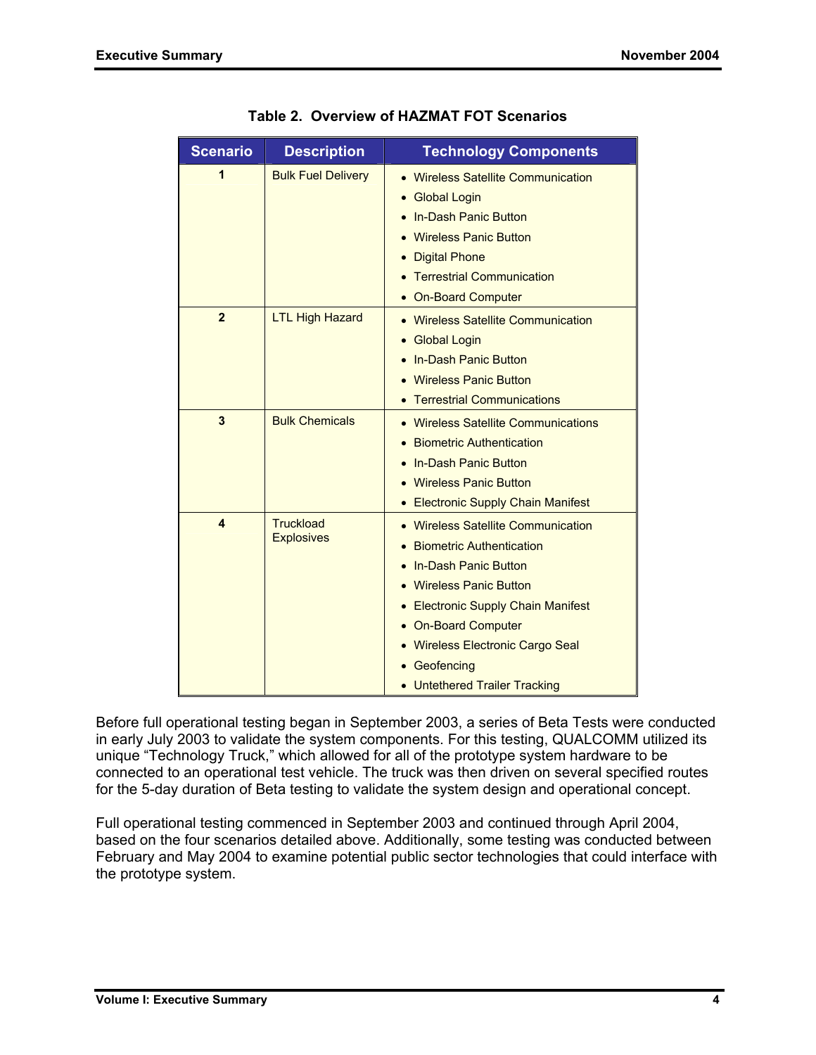**Table 2. Overview of HAZMAT FOT Scenarios**

| Scenario | Description | Technology Components |
|---|---|---|
| **1** | Bulk Fuel Delivery | • Wireless Satellite Communication<br>• Global Login<br>• In-Dash Panic Button<br>• Wireless Panic Button<br>• Digital Phone<br>• Terrestrial Communication<br>• On-Board Computer |
| **2** | LTL High Hazard | • Wireless Satellite Communication<br>• Global Login<br>• In-Dash Panic Button<br>• Wireless Panic Button<br>• Terrestrial Communications |
| **3** | Bulk Chemicals | • Wireless Satellite Communications<br>• Biometric Authentication<br>• In-Dash Panic Button<br>• Wireless Panic Button<br>• Electronic Supply Chain Manifest |
| **4** | Truckload Explosives | • Wireless Satellite Communication<br>• Biometric Authentication<br>• In-Dash Panic Button<br>• Wireless Panic Button<br>• Electronic Supply Chain Manifest<br>• On-Board Computer<br>• Wireless Electronic Cargo Seal<br>• Geofencing<br>• Untethered Trailer Tracking |

Before full operational testing began in September 2003, a series of Beta Tests were conducted in early July 2003 to validate the system components. For this testing, QUALCOMM utilized its unique "Technology Truck," which allowed for all of the prototype system hardware to be connected to an operational test vehicle. The truck was then driven on several specified routes for the 5-day duration of Beta testing to validate the system design and operational concept.

Full operational testing commenced in September 2003 and continued through April 2004, based on the four scenarios detailed above. Additionally, some testing was conducted between February and May 2004 to examine potential public sector technologies that could interface with the prototype system.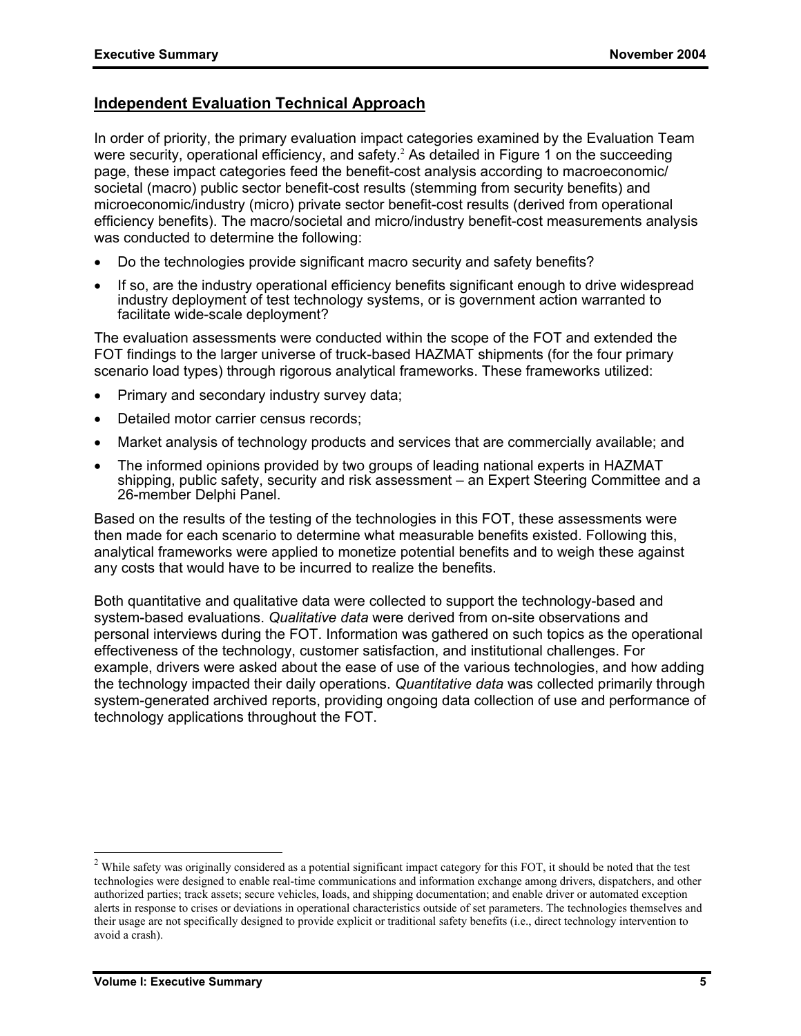## Independent Evaluation Technical Approach

In order of priority, the primary evaluation impact categories examined by the Evaluation Team were security, operational efficiency, and safety.[2] As detailed in Figure 1 on the succeeding page, these impact categories feed the benefit-cost analysis according to macroeconomic/ societal (macro) public sector benefit-cost results (stemming from security benefits) and microeconomic/industry (micro) private sector benefit-cost results (derived from operational efficiency benefits). The macro/societal and micro/industry benefit-cost measurements analysis was conducted to determine the following:

- Do the technologies provide significant macro security and safety benefits?
- If so, are the industry operational efficiency benefits significant enough to drive widespread industry deployment of test technology systems, or is government action warranted to facilitate wide-scale deployment?

The evaluation assessments were conducted within the scope of the FOT and extended the FOT findings to the larger universe of truck-based HAZMAT shipments (for the four primary scenario load types) through rigorous analytical frameworks. These frameworks utilized:

- Primary and secondary industry survey data;
- Detailed motor carrier census records;
- Market analysis of technology products and services that are commercially available; and
- The informed opinions provided by two groups of leading national experts in HAZMAT shipping, public safety, security and risk assessment – an Expert Steering Committee and a 26-member Delphi Panel.

Based on the results of the testing of the technologies in this FOT, these assessments were then made for each scenario to determine what measurable benefits existed. Following this, analytical frameworks were applied to monetize potential benefits and to weigh these against any costs that would have to be incurred to realize the benefits.

Both quantitative and qualitative data were collected to support the technology-based and system-based evaluations. *Qualitative data* were derived from on-site observations and personal interviews during the FOT. Information was gathered on such topics as the operational effectiveness of the technology, customer satisfaction, and institutional challenges. For example, drivers were asked about the ease of use of the various technologies, and how adding the technology impacted their daily operations. *Quantitative data* was collected primarily through system-generated archived reports, providing ongoing data collection of use and performance of technology applications throughout the FOT.

---

[2] While safety was originally considered as a potential significant impact category for this FOT, it should be noted that the test technologies were designed to enable real-time communications and information exchange among drivers, dispatchers, and other authorized parties; track assets; secure vehicles, loads, and shipping documentation; and enable driver or automated exception alerts in response to crises or deviations in operational characteristics outside of set parameters. The technologies themselves and their usage are not specifically designed to provide explicit or traditional safety benefits (i.e., direct technology intervention to avoid a crash).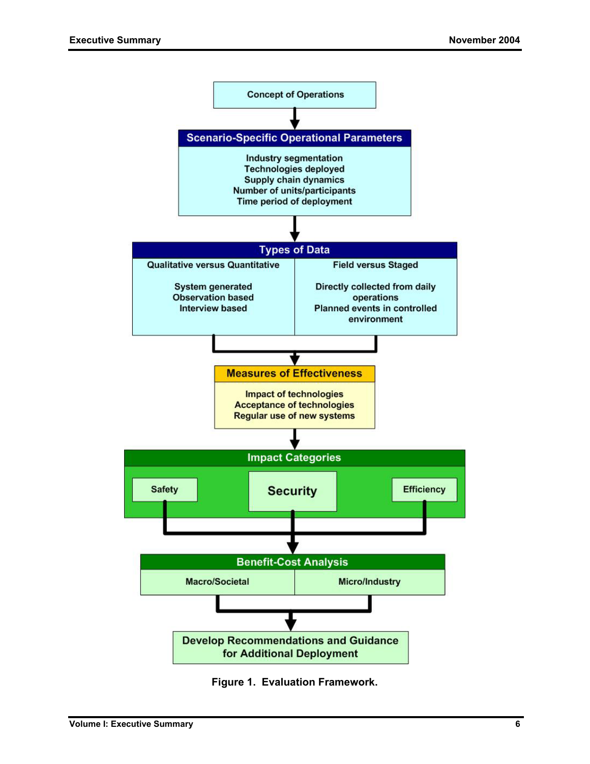Concept of Operations

↓

**Scenario-Specific Operational Parameters**

Industry segmentation
Technologies deployed
Supply chain dynamics
Number of units/participants
Time period of deployment

↓

**Types of Data**

| Qualitative versus Quantitative | Field versus Staged |
|---|---|
| System generated<br>Observation based<br>Interview based | Directly collected from daily operations<br>Planned events in controlled environment |

↓

**Measures of Effectiveness**

Impact of technologies
Acceptance of technologies
Regular use of new systems

↓

**Impact Categories**

Safety | Security | Efficiency

↓

**Benefit-Cost Analysis**

| Macro/Societal | Micro/Industry |
|---|---|

↓

**Develop Recommendations and Guidance for Additional Deployment**

**Figure 1. Evaluation Framework.**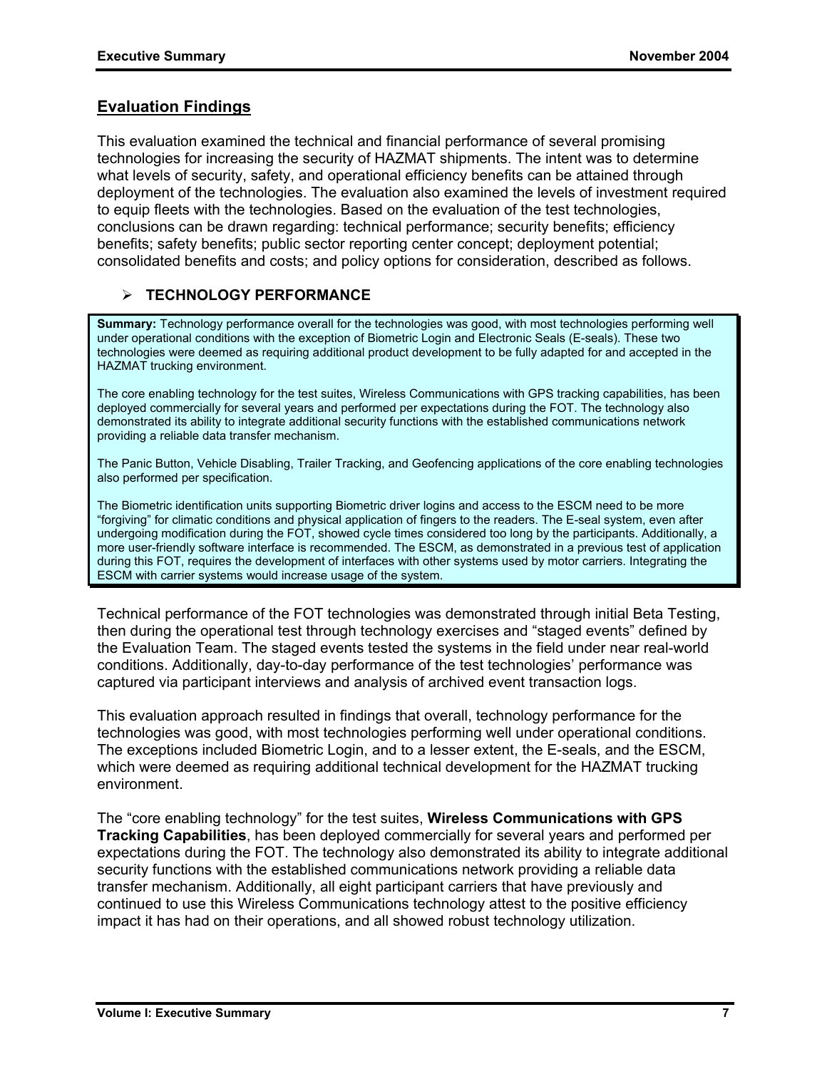## Evaluation Findings

This evaluation examined the technical and financial performance of several promising technologies for increasing the security of HAZMAT shipments. The intent was to determine what levels of security, safety, and operational efficiency benefits can be attained through deployment of the technologies. The evaluation also examined the levels of investment required to equip fleets with the technologies. Based on the evaluation of the test technologies, conclusions can be drawn regarding: technical performance; security benefits; efficiency benefits; safety benefits; public sector reporting center concept; deployment potential; consolidated benefits and costs; and policy options for consideration, described as follows.

### TECHNOLOGY PERFORMANCE

> **Summary:** Technology performance overall for the technologies was good, with most technologies performing well under operational conditions with the exception of Biometric Login and Electronic Seals (E-seals). These two technologies were deemed as requiring additional product development to be fully adapted for and accepted in the HAZMAT trucking environment.
>
> The core enabling technology for the test suites, Wireless Communications with GPS tracking capabilities, has been deployed commercially for several years and performed per expectations during the FOT. The technology also demonstrated its ability to integrate additional security functions with the established communications network providing a reliable data transfer mechanism.
>
> The Panic Button, Vehicle Disabling, Trailer Tracking, and Geofencing applications of the core enabling technologies also performed per specification.
>
> The Biometric identification units supporting Biometric driver logins and access to the ESCM need to be more "forgiving" for climatic conditions and physical application of fingers to the readers. The E-seal system, even after undergoing modification during the FOT, showed cycle times considered too long by the participants. Additionally, a more user-friendly software interface is recommended. The ESCM, as demonstrated in a previous test of application during this FOT, requires the development of interfaces with other systems used by motor carriers. Integrating the ESCM with carrier systems would increase usage of the system.

Technical performance of the FOT technologies was demonstrated through initial Beta Testing, then during the operational test through technology exercises and "staged events" defined by the Evaluation Team. The staged events tested the systems in the field under near real-world conditions. Additionally, day-to-day performance of the test technologies' performance was captured via participant interviews and analysis of archived event transaction logs.

This evaluation approach resulted in findings that overall, technology performance for the technologies was good, with most technologies performing well under operational conditions. The exceptions included Biometric Login, and to a lesser extent, the E-seals, and the ESCM, which were deemed as requiring additional technical development for the HAZMAT trucking environment.

The "core enabling technology" for the test suites, **Wireless Communications with GPS Tracking Capabilities**, has been deployed commercially for several years and performed per expectations during the FOT. The technology also demonstrated its ability to integrate additional security functions with the established communications network providing a reliable data transfer mechanism. Additionally, all eight participant carriers that have previously and continued to use this Wireless Communications technology attest to the positive efficiency impact it has had on their operations, and all showed robust technology utilization.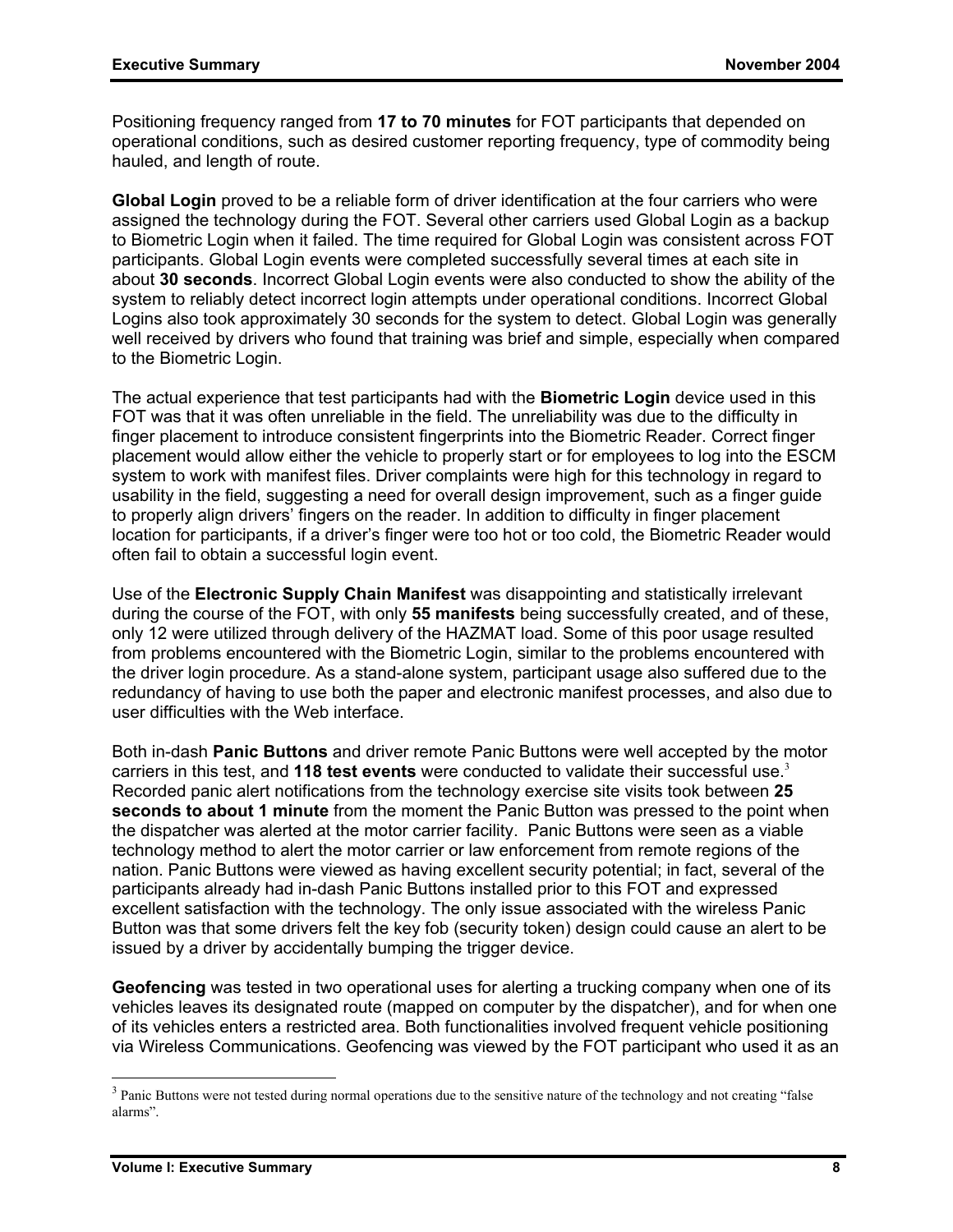Positioning frequency ranged from **17 to 70 minutes** for FOT participants that depended on operational conditions, such as desired customer reporting frequency, type of commodity being hauled, and length of route.

**Global Login** proved to be a reliable form of driver identification at the four carriers who were assigned the technology during the FOT. Several other carriers used Global Login as a backup to Biometric Login when it failed. The time required for Global Login was consistent across FOT participants. Global Login events were completed successfully several times at each site in about **30 seconds**. Incorrect Global Login events were also conducted to show the ability of the system to reliably detect incorrect login attempts under operational conditions. Incorrect Global Logins also took approximately 30 seconds for the system to detect. Global Login was generally well received by drivers who found that training was brief and simple, especially when compared to the Biometric Login.

The actual experience that test participants had with the **Biometric Login** device used in this FOT was that it was often unreliable in the field. The unreliability was due to the difficulty in finger placement to introduce consistent fingerprints into the Biometric Reader. Correct finger placement would allow either the vehicle to properly start or for employees to log into the ESCM system to work with manifest files. Driver complaints were high for this technology in regard to usability in the field, suggesting a need for overall design improvement, such as a finger guide to properly align drivers' fingers on the reader. In addition to difficulty in finger placement location for participants, if a driver's finger were too hot or too cold, the Biometric Reader would often fail to obtain a successful login event.

Use of the **Electronic Supply Chain Manifest** was disappointing and statistically irrelevant during the course of the FOT, with only **55 manifests** being successfully created, and of these, only 12 were utilized through delivery of the HAZMAT load. Some of this poor usage resulted from problems encountered with the Biometric Login, similar to the problems encountered with the driver login procedure. As a stand-alone system, participant usage also suffered due to the redundancy of having to use both the paper and electronic manifest processes, and also due to user difficulties with the Web interface.

Both in-dash **Panic Buttons** and driver remote Panic Buttons were well accepted by the motor carriers in this test, and **118 test events** were conducted to validate their successful use.[3] Recorded panic alert notifications from the technology exercise site visits took between **25 seconds to about 1 minute** from the moment the Panic Button was pressed to the point when the dispatcher was alerted at the motor carrier facility. Panic Buttons were seen as a viable technology method to alert the motor carrier or law enforcement from remote regions of the nation. Panic Buttons were viewed as having excellent security potential; in fact, several of the participants already had in-dash Panic Buttons installed prior to this FOT and expressed excellent satisfaction with the technology. The only issue associated with the wireless Panic Button was that some drivers felt the key fob (security token) design could cause an alert to be issued by a driver by accidentally bumping the trigger device.

**Geofencing** was tested in two operational uses for alerting a trucking company when one of its vehicles leaves its designated route (mapped on computer by the dispatcher), and for when one of its vehicles enters a restricted area. Both functionalities involved frequent vehicle positioning via Wireless Communications. Geofencing was viewed by the FOT participant who used it as an

---

[3] Panic Buttons were not tested during normal operations due to the sensitive nature of the technology and not creating "false alarms".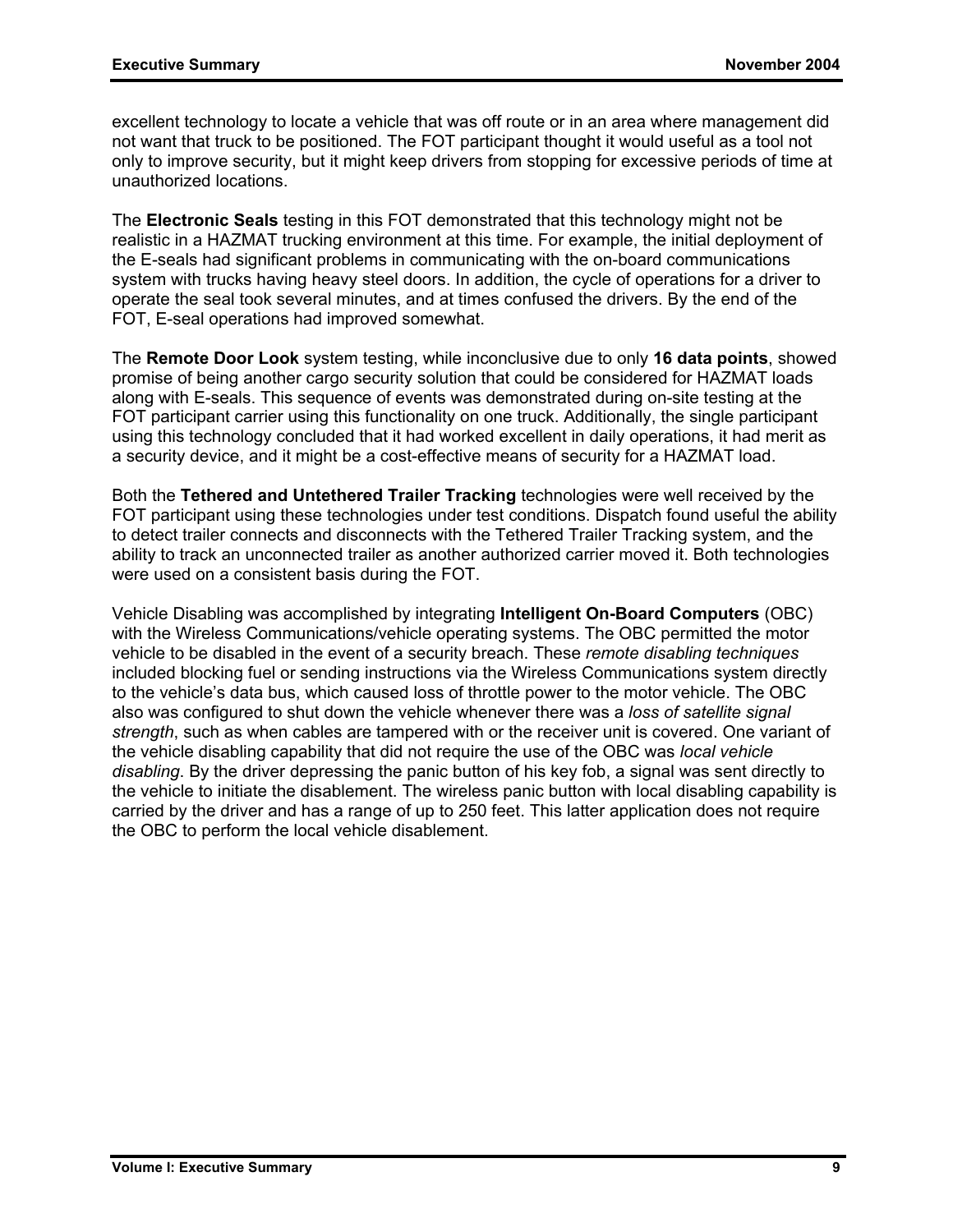excellent technology to locate a vehicle that was off route or in an area where management did not want that truck to be positioned. The FOT participant thought it would useful as a tool not only to improve security, but it might keep drivers from stopping for excessive periods of time at unauthorized locations.

The **Electronic Seals** testing in this FOT demonstrated that this technology might not be realistic in a HAZMAT trucking environment at this time. For example, the initial deployment of the E-seals had significant problems in communicating with the on-board communications system with trucks having heavy steel doors. In addition, the cycle of operations for a driver to operate the seal took several minutes, and at times confused the drivers. By the end of the FOT, E-seal operations had improved somewhat.

The **Remote Door Look** system testing, while inconclusive due to only **16 data points**, showed promise of being another cargo security solution that could be considered for HAZMAT loads along with E-seals. This sequence of events was demonstrated during on-site testing at the FOT participant carrier using this functionality on one truck. Additionally, the single participant using this technology concluded that it had worked excellent in daily operations, it had merit as a security device, and it might be a cost-effective means of security for a HAZMAT load.

Both the **Tethered and Untethered Trailer Tracking** technologies were well received by the FOT participant using these technologies under test conditions. Dispatch found useful the ability to detect trailer connects and disconnects with the Tethered Trailer Tracking system, and the ability to track an unconnected trailer as another authorized carrier moved it. Both technologies were used on a consistent basis during the FOT.

Vehicle Disabling was accomplished by integrating **Intelligent On-Board Computers** (OBC) with the Wireless Communications/vehicle operating systems. The OBC permitted the motor vehicle to be disabled in the event of a security breach. These *remote disabling techniques* included blocking fuel or sending instructions via the Wireless Communications system directly to the vehicle's data bus, which caused loss of throttle power to the motor vehicle. The OBC also was configured to shut down the vehicle whenever there was a *loss of satellite signal strength*, such as when cables are tampered with or the receiver unit is covered. One variant of the vehicle disabling capability that did not require the use of the OBC was *local vehicle disabling*. By the driver depressing the panic button of his key fob, a signal was sent directly to the vehicle to initiate the disablement. The wireless panic button with local disabling capability is carried by the driver and has a range of up to 250 feet. This latter application does not require the OBC to perform the local vehicle disablement.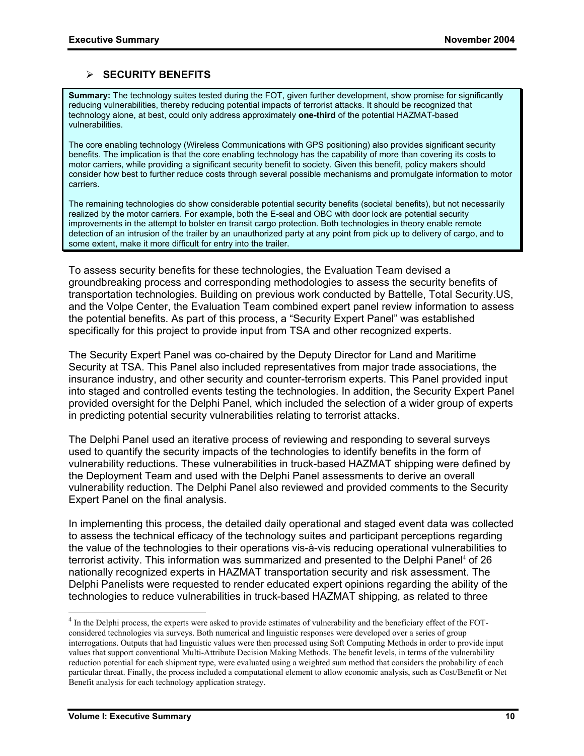## SECURITY BENEFITS

**Summary:** The technology suites tested during the FOT, given further development, show promise for significantly reducing vulnerabilities, thereby reducing potential impacts of terrorist attacks. It should be recognized that technology alone, at best, could only address approximately **one-third** of the potential HAZMAT-based vulnerabilities.

The core enabling technology (Wireless Communications with GPS positioning) also provides significant security benefits. The implication is that the core enabling technology has the capability of more than covering its costs to motor carriers, while providing a significant security benefit to society. Given this benefit, policy makers should consider how best to further reduce costs through several possible mechanisms and promulgate information to motor carriers.

The remaining technologies do show considerable potential security benefits (societal benefits), but not necessarily realized by the motor carriers. For example, both the E-seal and OBC with door lock are potential security improvements in the attempt to bolster en transit cargo protection. Both technologies in theory enable remote detection of an intrusion of the trailer by an unauthorized party at any point from pick up to delivery of cargo, and to some extent, make it more difficult for entry into the trailer.

To assess security benefits for these technologies, the Evaluation Team devised a groundbreaking process and corresponding methodologies to assess the security benefits of transportation technologies. Building on previous work conducted by Battelle, Total Security.US, and the Volpe Center, the Evaluation Team combined expert panel review information to assess the potential benefits. As part of this process, a "Security Expert Panel" was established specifically for this project to provide input from TSA and other recognized experts.

The Security Expert Panel was co-chaired by the Deputy Director for Land and Maritime Security at TSA. This Panel also included representatives from major trade associations, the insurance industry, and other security and counter-terrorism experts. This Panel provided input into staged and controlled events testing the technologies. In addition, the Security Expert Panel provided oversight for the Delphi Panel, which included the selection of a wider group of experts in predicting potential security vulnerabilities relating to terrorist attacks.

The Delphi Panel used an iterative process of reviewing and responding to several surveys used to quantify the security impacts of the technologies to identify benefits in the form of vulnerability reductions. These vulnerabilities in truck-based HAZMAT shipping were defined by the Deployment Team and used with the Delphi Panel assessments to derive an overall vulnerability reduction. The Delphi Panel also reviewed and provided comments to the Security Expert Panel on the final analysis.

In implementing this process, the detailed daily operational and staged event data was collected to assess the technical efficacy of the technology suites and participant perceptions regarding the value of the technologies to their operations vis-à-vis reducing operational vulnerabilities to terrorist activity. This information was summarized and presented to the Delphi Panel[4] of 26 nationally recognized experts in HAZMAT transportation security and risk assessment. The Delphi Panelists were requested to render educated expert opinions regarding the ability of the technologies to reduce vulnerabilities in truck-based HAZMAT shipping, as related to three

[4] In the Delphi process, the experts were asked to provide estimates of vulnerability and the beneficiary effect of the FOT-considered technologies via surveys. Both numerical and linguistic responses were developed over a series of group interrogations. Outputs that had linguistic values were then processed using Soft Computing Methods in order to provide input values that support conventional Multi-Attribute Decision Making Methods. The benefit levels, in terms of the vulnerability reduction potential for each shipment type, were evaluated using a weighted sum method that considers the probability of each particular threat. Finally, the process included a computational element to allow economic analysis, such as Cost/Benefit or Net Benefit analysis for each technology application strategy.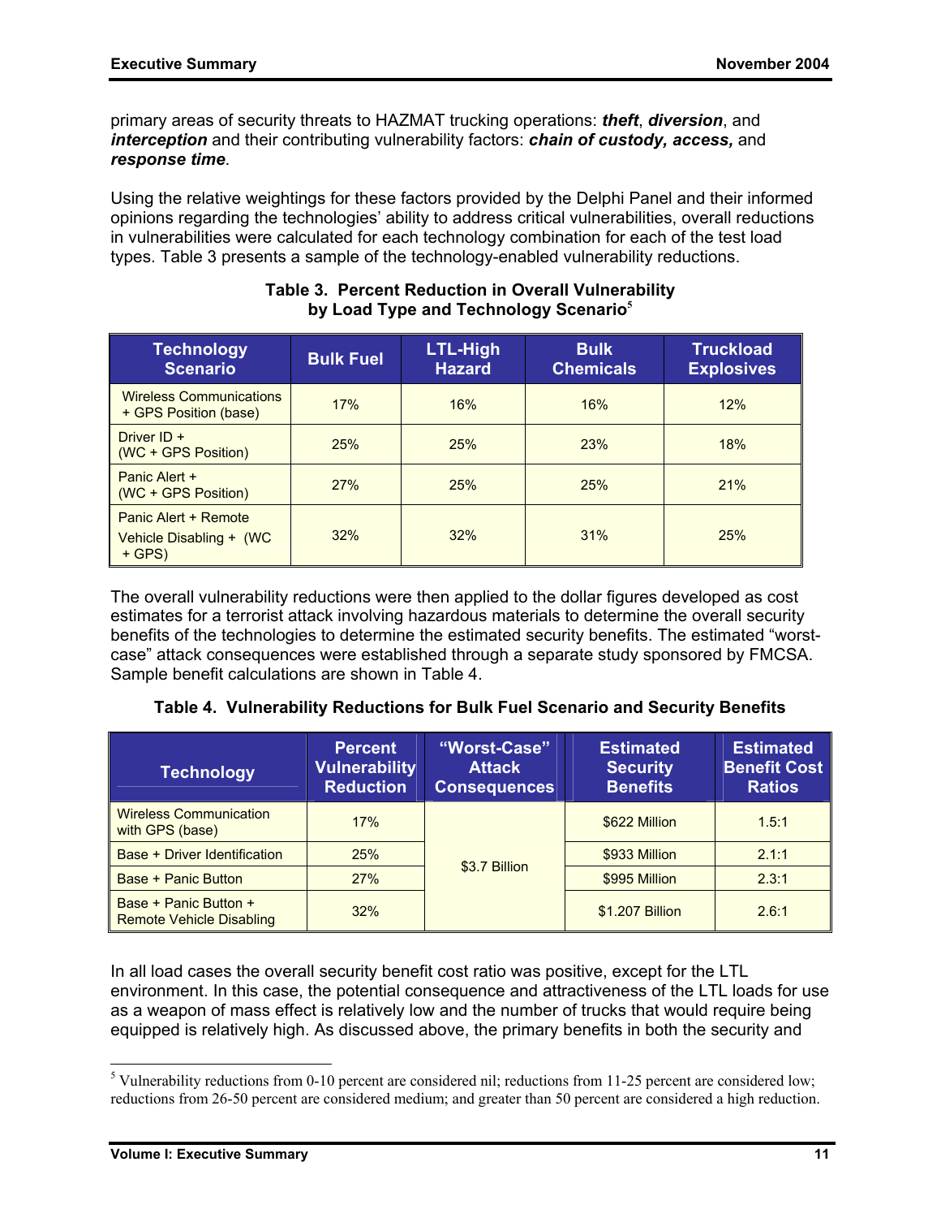primary areas of security threats to HAZMAT trucking operations: ***theft***, ***diversion***, and ***interception*** and their contributing vulnerability factors: ***chain of custody, access,*** and ***response time***.

Using the relative weightings for these factors provided by the Delphi Panel and their informed opinions regarding the technologies' ability to address critical vulnerabilities, overall reductions in vulnerabilities were calculated for each technology combination for each of the test load types. Table 3 presents a sample of the technology-enabled vulnerability reductions.

**Table 3. Percent Reduction in Overall Vulnerability by Load Type and Technology Scenario**[5]

| Technology Scenario | Bulk Fuel | LTL-High Hazard | Bulk Chemicals | Truckload Explosives |
|---|---|---|---|---|
| Wireless Communications + GPS Position (base) | 17% | 16% | 16% | 12% |
| Driver ID + (WC + GPS Position) | 25% | 25% | 23% | 18% |
| Panic Alert + (WC + GPS Position) | 27% | 25% | 25% | 21% |
| Panic Alert + Remote Vehicle Disabling + (WC + GPS) | 32% | 32% | 31% | 25% |

The overall vulnerability reductions were then applied to the dollar figures developed as cost estimates for a terrorist attack involving hazardous materials to determine the overall security benefits of the technologies to determine the estimated security benefits. The estimated "worst-case" attack consequences were established through a separate study sponsored by FMCSA. Sample benefit calculations are shown in Table 4.

**Table 4. Vulnerability Reductions for Bulk Fuel Scenario and Security Benefits**

| Technology | Percent Vulnerability Reduction | "Worst-Case" Attack Consequences | Estimated Security Benefits | Estimated Benefit Cost Ratios |
|---|---|---|---|---|
| Wireless Communication with GPS (base) | 17% | $3.7 Billion | $622 Million | 1.5:1 |
| Base + Driver Identification | 25% | | $933 Million | 2.1:1 |
| Base + Panic Button | 27% | | $995 Million | 2.3:1 |
| Base + Panic Button + Remote Vehicle Disabling | 32% | | $1.207 Billion | 2.6:1 |

In all load cases the overall security benefit cost ratio was positive, except for the LTL environment. In this case, the potential consequence and attractiveness of the LTL loads for use as a weapon of mass effect is relatively low and the number of trucks that would require being equipped is relatively high. As discussed above, the primary benefits in both the security and

[5] Vulnerability reductions from 0-10 percent are considered nil; reductions from 11-25 percent are considered low; reductions from 26-50 percent are considered medium; and greater than 50 percent are considered a high reduction.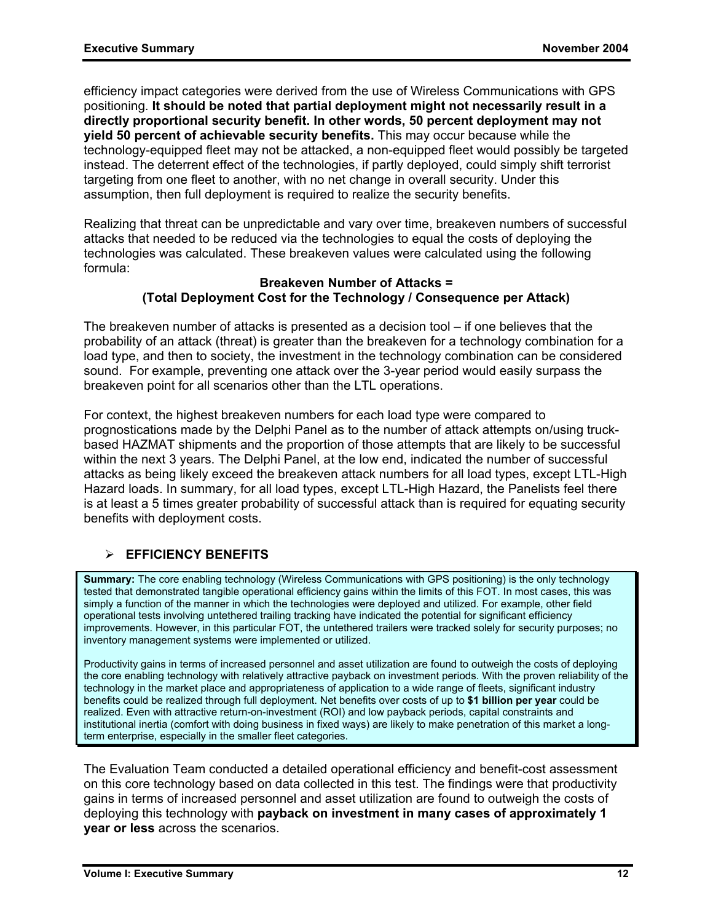efficiency impact categories were derived from the use of Wireless Communications with GPS positioning. **It should be noted that partial deployment might not necessarily result in a directly proportional security benefit. In other words, 50 percent deployment may not yield 50 percent of achievable security benefits.** This may occur because while the technology-equipped fleet may not be attacked, a non-equipped fleet would possibly be targeted instead. The deterrent effect of the technologies, if partly deployed, could simply shift terrorist targeting from one fleet to another, with no net change in overall security. Under this assumption, then full deployment is required to realize the security benefits.

Realizing that threat can be unpredictable and vary over time, breakeven numbers of successful attacks that needed to be reduced via the technologies to equal the costs of deploying the technologies was calculated. These breakeven values were calculated using the following formula:

**Breakeven Number of Attacks =**
**(Total Deployment Cost for the Technology / Consequence per Attack)**

The breakeven number of attacks is presented as a decision tool – if one believes that the probability of an attack (threat) is greater than the breakeven for a technology combination for a load type, and then to society, the investment in the technology combination can be considered sound. For example, preventing one attack over the 3-year period would easily surpass the breakeven point for all scenarios other than the LTL operations.

For context, the highest breakeven numbers for each load type were compared to prognostications made by the Delphi Panel as to the number of attack attempts on/using truck-based HAZMAT shipments and the proportion of those attempts that are likely to be successful within the next 3 years. The Delphi Panel, at the low end, indicated the number of successful attacks as being likely exceed the breakeven attack numbers for all load types, except LTL-High Hazard loads. In summary, for all load types, except LTL-High Hazard, the Panelists feel there is at least a 5 times greater probability of successful attack than is required for equating security benefits with deployment costs.

- **EFFICIENCY BENEFITS**

**Summary:** The core enabling technology (Wireless Communications with GPS positioning) is the only technology tested that demonstrated tangible operational efficiency gains within the limits of this FOT. In most cases, this was simply a function of the manner in which the technologies were deployed and utilized. For example, other field operational tests involving untethered trailing tracking have indicated the potential for significant efficiency improvements. However, in this particular FOT, the untethered trailers were tracked solely for security purposes; no inventory management systems were implemented or utilized.

Productivity gains in terms of increased personnel and asset utilization are found to outweigh the costs of deploying the core enabling technology with relatively attractive payback on investment periods. With the proven reliability of the technology in the market place and appropriateness of application to a wide range of fleets, significant industry benefits could be realized through full deployment. Net benefits over costs of up to **$1 billion per year** could be realized. Even with attractive return-on-investment (ROI) and low payback periods, capital constraints and institutional inertia (comfort with doing business in fixed ways) are likely to make penetration of this market a long-term enterprise, especially in the smaller fleet categories.

The Evaluation Team conducted a detailed operational efficiency and benefit-cost assessment on this core technology based on data collected in this test. The findings were that productivity gains in terms of increased personnel and asset utilization are found to outweigh the costs of deploying this technology with **payback on investment in many cases of approximately 1 year or less** across the scenarios.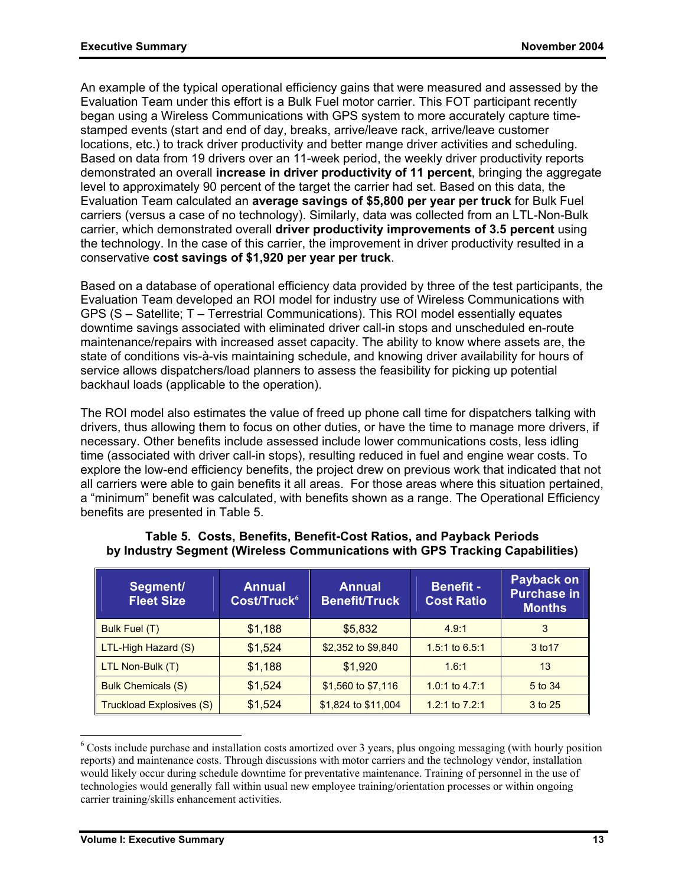An example of the typical operational efficiency gains that were measured and assessed by the Evaluation Team under this effort is a Bulk Fuel motor carrier. This FOT participant recently began using a Wireless Communications with GPS system to more accurately capture time-stamped events (start and end of day, breaks, arrive/leave rack, arrive/leave customer locations, etc.) to track driver productivity and better mange driver activities and scheduling. Based on data from 19 drivers over an 11-week period, the weekly driver productivity reports demonstrated an overall **increase in driver productivity of 11 percent**, bringing the aggregate level to approximately 90 percent of the target the carrier had set. Based on this data, the Evaluation Team calculated an **average savings of $5,800 per year per truck** for Bulk Fuel carriers (versus a case of no technology). Similarly, data was collected from an LTL-Non-Bulk carrier, which demonstrated overall **driver productivity improvements of 3.5 percent** using the technology. In the case of this carrier, the improvement in driver productivity resulted in a conservative **cost savings of $1,920 per year per truck**.

Based on a database of operational efficiency data provided by three of the test participants, the Evaluation Team developed an ROI model for industry use of Wireless Communications with GPS (S – Satellite; T – Terrestrial Communications). This ROI model essentially equates downtime savings associated with eliminated driver call-in stops and unscheduled en-route maintenance/repairs with increased asset capacity. The ability to know where assets are, the state of conditions vis-à-vis maintaining schedule, and knowing driver availability for hours of service allows dispatchers/load planners to assess the feasibility for picking up potential backhaul loads (applicable to the operation).

The ROI model also estimates the value of freed up phone call time for dispatchers talking with drivers, thus allowing them to focus on other duties, or have the time to manage more drivers, if necessary. Other benefits include assessed include lower communications costs, less idling time (associated with driver call-in stops), resulting reduced in fuel and engine wear costs. To explore the low-end efficiency benefits, the project drew on previous work that indicated that not all carriers were able to gain benefits it all areas. For those areas where this situation pertained, a "minimum" benefit was calculated, with benefits shown as a range. The Operational Efficiency benefits are presented in Table 5.

**Table 5. Costs, Benefits, Benefit-Cost Ratios, and Payback Periods by Industry Segment (Wireless Communications with GPS Tracking Capabilities)**

| Segment/ Fleet Size | Annual Cost/Truck[6] | Annual Benefit/Truck | Benefit - Cost Ratio | Payback on Purchase in Months |
|---|---|---|---|---|
| Bulk Fuel (T) | $1,188 | $5,832 | 4.9:1 | 3 |
| LTL-High Hazard (S) | $1,524 | $2,352 to $9,840 | 1.5:1 to 6.5:1 | 3 to17 |
| LTL Non-Bulk (T) | $1,188 | $1,920 | 1.6:1 | 13 |
| Bulk Chemicals (S) | $1,524 | $1,560 to $7,116 | 1.0:1 to 4.7:1 | 5 to 34 |
| Truckload Explosives (S) | $1,524 | $1,824 to $11,004 | 1.2:1 to 7.2:1 | 3 to 25 |

[6] Costs include purchase and installation costs amortized over 3 years, plus ongoing messaging (with hourly position reports) and maintenance costs. Through discussions with motor carriers and the technology vendor, installation would likely occur during schedule downtime for preventative maintenance. Training of personnel in the use of technologies would generally fall within usual new employee training/orientation processes or within ongoing carrier training/skills enhancement activities.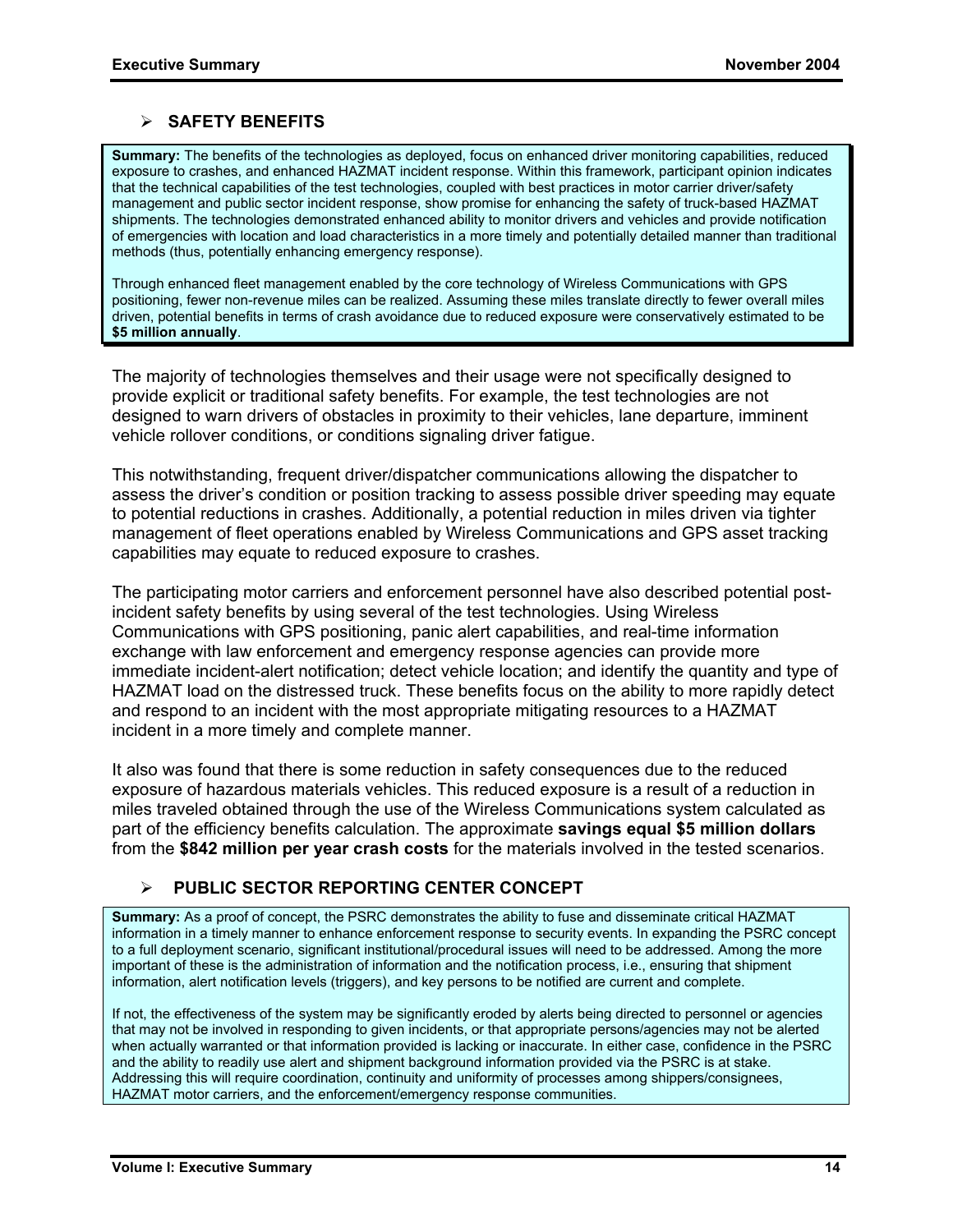## ➢ SAFETY BENEFITS

**Summary:** The benefits of the technologies as deployed, focus on enhanced driver monitoring capabilities, reduced exposure to crashes, and enhanced HAZMAT incident response. Within this framework, participant opinion indicates that the technical capabilities of the test technologies, coupled with best practices in motor carrier driver/safety management and public sector incident response, show promise for enhancing the safety of truck-based HAZMAT shipments. The technologies demonstrated enhanced ability to monitor drivers and vehicles and provide notification of emergencies with location and load characteristics in a more timely and potentially detailed manner than traditional methods (thus, potentially enhancing emergency response).

Through enhanced fleet management enabled by the core technology of Wireless Communications with GPS positioning, fewer non-revenue miles can be realized. Assuming these miles translate directly to fewer overall miles driven, potential benefits in terms of crash avoidance due to reduced exposure were conservatively estimated to be **$5 million annually**.

The majority of technologies themselves and their usage were not specifically designed to provide explicit or traditional safety benefits. For example, the test technologies are not designed to warn drivers of obstacles in proximity to their vehicles, lane departure, imminent vehicle rollover conditions, or conditions signaling driver fatigue.

This notwithstanding, frequent driver/dispatcher communications allowing the dispatcher to assess the driver's condition or position tracking to assess possible driver speeding may equate to potential reductions in crashes. Additionally, a potential reduction in miles driven via tighter management of fleet operations enabled by Wireless Communications and GPS asset tracking capabilities may equate to reduced exposure to crashes.

The participating motor carriers and enforcement personnel have also described potential post-incident safety benefits by using several of the test technologies. Using Wireless Communications with GPS positioning, panic alert capabilities, and real-time information exchange with law enforcement and emergency response agencies can provide more immediate incident-alert notification; detect vehicle location; and identify the quantity and type of HAZMAT load on the distressed truck. These benefits focus on the ability to more rapidly detect and respond to an incident with the most appropriate mitigating resources to a HAZMAT incident in a more timely and complete manner.

It also was found that there is some reduction in safety consequences due to the reduced exposure of hazardous materials vehicles. This reduced exposure is a result of a reduction in miles traveled obtained through the use of the Wireless Communications system calculated as part of the efficiency benefits calculation. The approximate **savings equal $5 million dollars** from the **$842 million per year crash costs** for the materials involved in the tested scenarios.

## ➢ PUBLIC SECTOR REPORTING CENTER CONCEPT

**Summary:** As a proof of concept, the PSRC demonstrates the ability to fuse and disseminate critical HAZMAT information in a timely manner to enhance enforcement response to security events. In expanding the PSRC concept to a full deployment scenario, significant institutional/procedural issues will need to be addressed. Among the more important of these is the administration of information and the notification process, i.e., ensuring that shipment information, alert notification levels (triggers), and key persons to be notified are current and complete.

If not, the effectiveness of the system may be significantly eroded by alerts being directed to personnel or agencies that may not be involved in responding to given incidents, or that appropriate persons/agencies may not be alerted when actually warranted or that information provided is lacking or inaccurate. In either case, confidence in the PSRC and the ability to readily use alert and shipment background information provided via the PSRC is at stake. Addressing this will require coordination, continuity and uniformity of processes among shippers/consignees, HAZMAT motor carriers, and the enforcement/emergency response communities.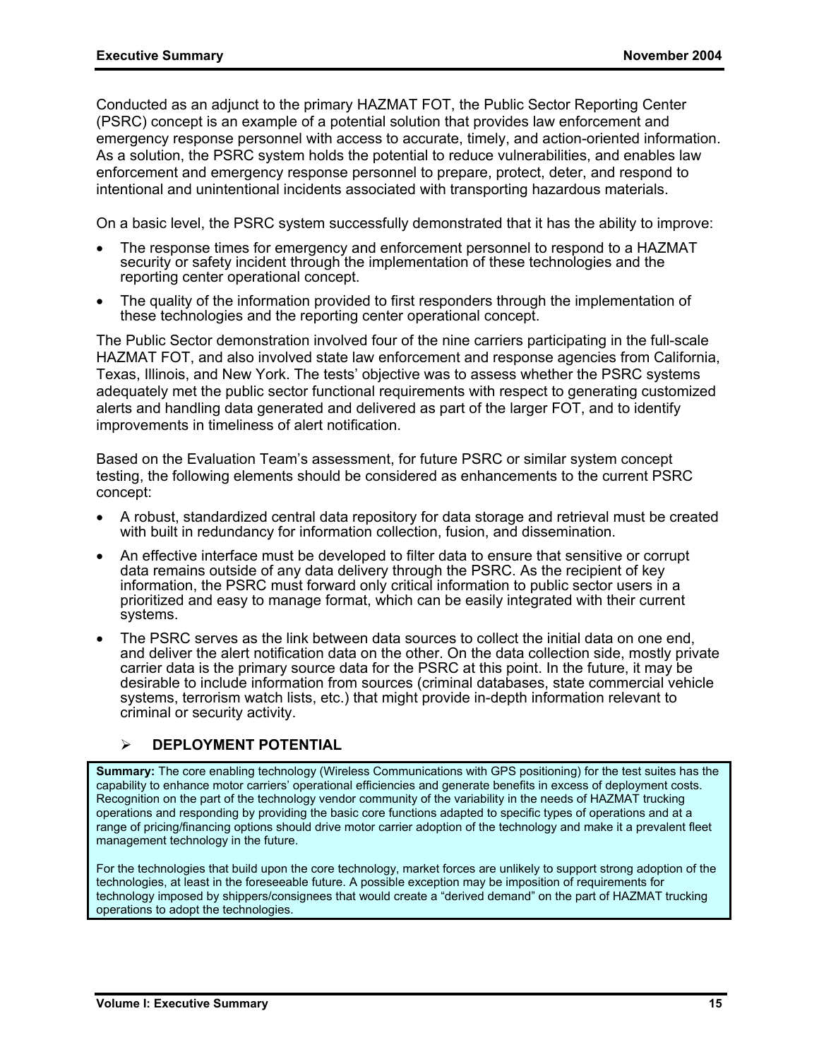Conducted as an adjunct to the primary HAZMAT FOT, the Public Sector Reporting Center (PSRC) concept is an example of a potential solution that provides law enforcement and emergency response personnel with access to accurate, timely, and action-oriented information. As a solution, the PSRC system holds the potential to reduce vulnerabilities, and enables law enforcement and emergency response personnel to prepare, protect, deter, and respond to intentional and unintentional incidents associated with transporting hazardous materials.

On a basic level, the PSRC system successfully demonstrated that it has the ability to improve:

- The response times for emergency and enforcement personnel to respond to a HAZMAT security or safety incident through the implementation of these technologies and the reporting center operational concept.
- The quality of the information provided to first responders through the implementation of these technologies and the reporting center operational concept.

The Public Sector demonstration involved four of the nine carriers participating in the full-scale HAZMAT FOT, and also involved state law enforcement and response agencies from California, Texas, Illinois, and New York. The tests' objective was to assess whether the PSRC systems adequately met the public sector functional requirements with respect to generating customized alerts and handling data generated and delivered as part of the larger FOT, and to identify improvements in timeliness of alert notification.

Based on the Evaluation Team's assessment, for future PSRC or similar system concept testing, the following elements should be considered as enhancements to the current PSRC concept:

- A robust, standardized central data repository for data storage and retrieval must be created with built in redundancy for information collection, fusion, and dissemination.
- An effective interface must be developed to filter data to ensure that sensitive or corrupt data remains outside of any data delivery through the PSRC. As the recipient of key information, the PSRC must forward only critical information to public sector users in a prioritized and easy to manage format, which can be easily integrated with their current systems.
- The PSRC serves as the link between data sources to collect the initial data on one end, and deliver the alert notification data on the other. On the data collection side, mostly private carrier data is the primary source data for the PSRC at this point. In the future, it may be desirable to include information from sources (criminal databases, state commercial vehicle systems, terrorism watch lists, etc.) that might provide in-depth information relevant to criminal or security activity.

## ➢ DEPLOYMENT POTENTIAL

**Summary:** The core enabling technology (Wireless Communications with GPS positioning) for the test suites has the capability to enhance motor carriers' operational efficiencies and generate benefits in excess of deployment costs. Recognition on the part of the technology vendor community of the variability in the needs of HAZMAT trucking operations and responding by providing the basic core functions adapted to specific types of operations and at a range of pricing/financing options should drive motor carrier adoption of the technology and make it a prevalent fleet management technology in the future.

For the technologies that build upon the core technology, market forces are unlikely to support strong adoption of the technologies, at least in the foreseeable future. A possible exception may be imposition of requirements for technology imposed by shippers/consignees that would create a "derived demand" on the part of HAZMAT trucking operations to adopt the technologies.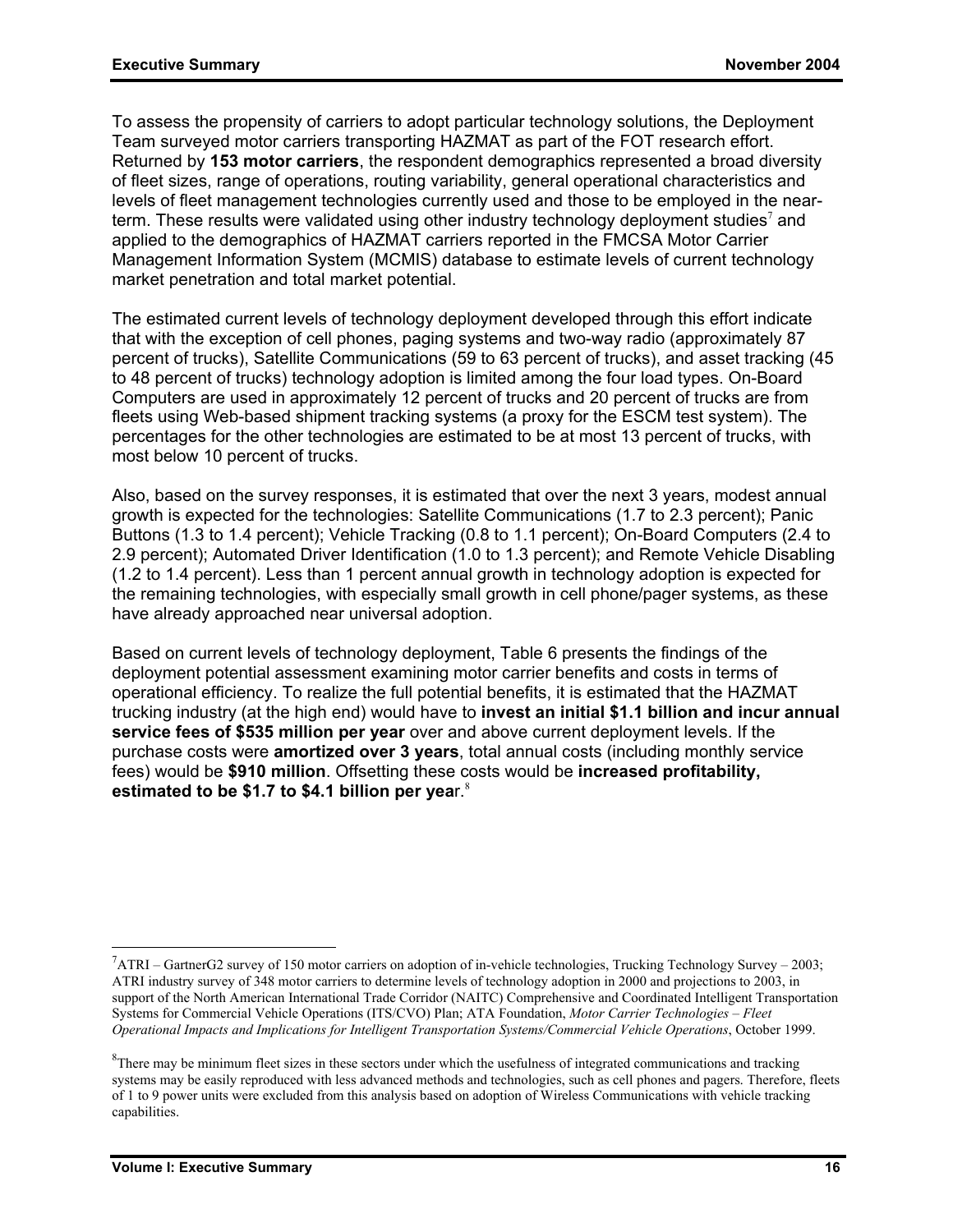To assess the propensity of carriers to adopt particular technology solutions, the Deployment Team surveyed motor carriers transporting HAZMAT as part of the FOT research effort. Returned by **153 motor carriers**, the respondent demographics represented a broad diversity of fleet sizes, range of operations, routing variability, general operational characteristics and levels of fleet management technologies currently used and those to be employed in the near-term. These results were validated using other industry technology deployment studies[7] and applied to the demographics of HAZMAT carriers reported in the FMCSA Motor Carrier Management Information System (MCMIS) database to estimate levels of current technology market penetration and total market potential.

The estimated current levels of technology deployment developed through this effort indicate that with the exception of cell phones, paging systems and two-way radio (approximately 87 percent of trucks), Satellite Communications (59 to 63 percent of trucks), and asset tracking (45 to 48 percent of trucks) technology adoption is limited among the four load types. On-Board Computers are used in approximately 12 percent of trucks and 20 percent of trucks are from fleets using Web-based shipment tracking systems (a proxy for the ESCM test system). The percentages for the other technologies are estimated to be at most 13 percent of trucks, with most below 10 percent of trucks.

Also, based on the survey responses, it is estimated that over the next 3 years, modest annual growth is expected for the technologies: Satellite Communications (1.7 to 2.3 percent); Panic Buttons (1.3 to 1.4 percent); Vehicle Tracking (0.8 to 1.1 percent); On-Board Computers (2.4 to 2.9 percent); Automated Driver Identification (1.0 to 1.3 percent); and Remote Vehicle Disabling (1.2 to 1.4 percent). Less than 1 percent annual growth in technology adoption is expected for the remaining technologies, with especially small growth in cell phone/pager systems, as these have already approached near universal adoption.

Based on current levels of technology deployment, Table 6 presents the findings of the deployment potential assessment examining motor carrier benefits and costs in terms of operational efficiency. To realize the full potential benefits, it is estimated that the HAZMAT trucking industry (at the high end) would have to **invest an initial $1.1 billion and incur annual service fees of $535 million per year** over and above current deployment levels. If the purchase costs were **amortized over 3 years**, total annual costs (including monthly service fees) would be **$910 million**. Offsetting these costs would be **increased profitability, estimated to be $1.7 to $4.1 billion per yea**r.[8]

---

[7] ATRI – GartnerG2 survey of 150 motor carriers on adoption of in-vehicle technologies, Trucking Technology Survey – 2003; ATRI industry survey of 348 motor carriers to determine levels of technology adoption in 2000 and projections to 2003, in support of the North American International Trade Corridor (NAITC) Comprehensive and Coordinated Intelligent Transportation Systems for Commercial Vehicle Operations (ITS/CVO) Plan; ATA Foundation, *Motor Carrier Technologies – Fleet Operational Impacts and Implications for Intelligent Transportation Systems/Commercial Vehicle Operations*, October 1999.

[8] There may be minimum fleet sizes in these sectors under which the usefulness of integrated communications and tracking systems may be easily reproduced with less advanced methods and technologies, such as cell phones and pagers. Therefore, fleets of 1 to 9 power units were excluded from this analysis based on adoption of Wireless Communications with vehicle tracking capabilities.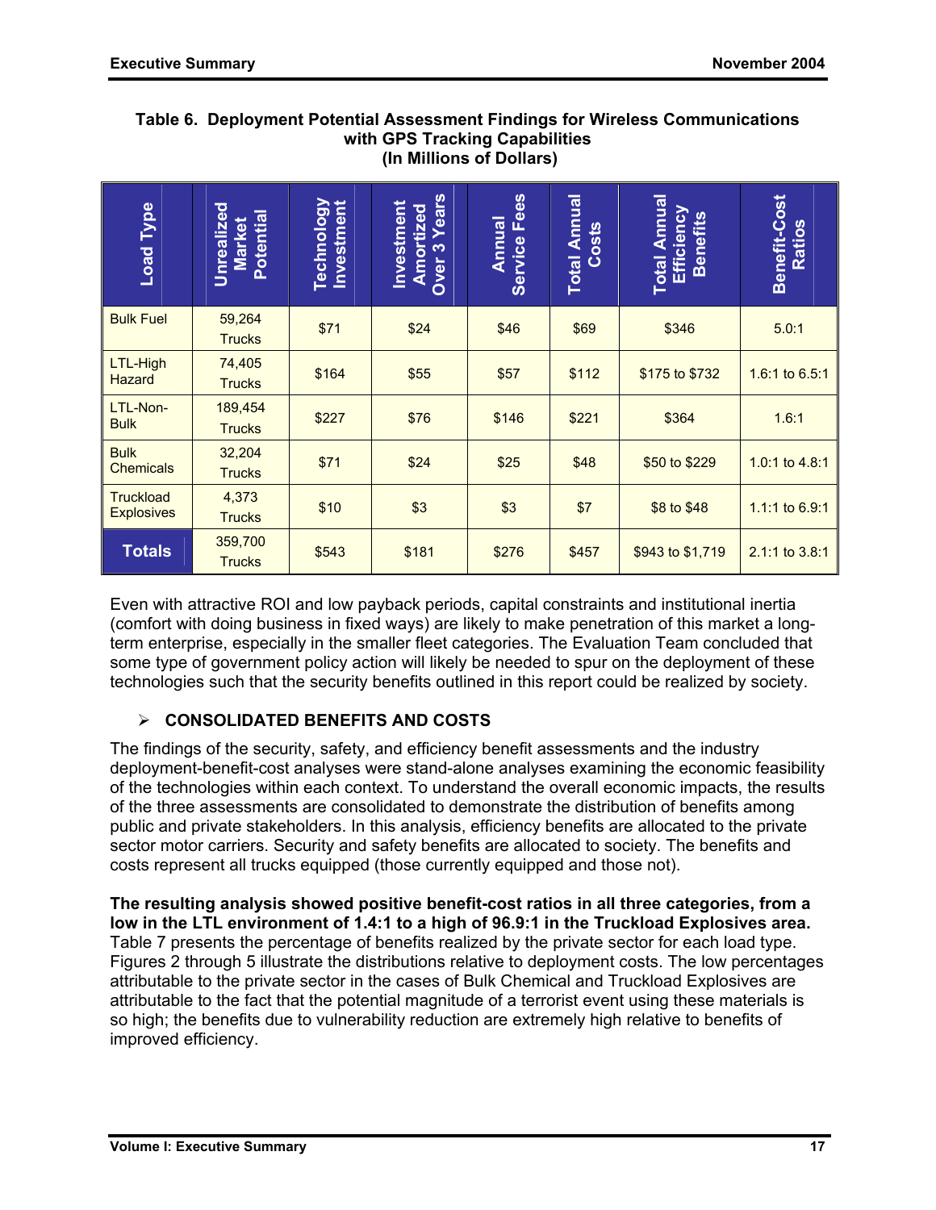**Table 6. Deployment Potential Assessment Findings for Wireless Communications with GPS Tracking Capabilities (In Millions of Dollars)**

| Load Type | Unrealized Market Potential | Technology Investment | Investment Amortized Over 3 Years | Annual Service Fees | Total Annual Costs | Total Annual Efficiency Benefits | Benefit-Cost Ratios |
|---|---|---|---|---|---|---|---|
| Bulk Fuel | 59,264 Trucks | $71 | $24 | $46 | $69 | $346 | 5.0:1 |
| LTL-High Hazard | 74,405 Trucks | $164 | $55 | $57 | $112 | $175 to $732 | 1.6:1 to 6.5:1 |
| LTL-Non-Bulk | 189,454 Trucks | $227 | $76 | $146 | $221 | $364 | 1.6:1 |
| Bulk Chemicals | 32,204 Trucks | $71 | $24 | $25 | $48 | $50 to $229 | 1.0:1 to 4.8:1 |
| Truckload Explosives | 4,373 Trucks | $10 | $3 | $3 | $7 | $8 to $48 | 1.1:1 to 6.9:1 |
| **Totals** | 359,700 Trucks | $543 | $181 | $276 | $457 | $943 to $1,719 | 2.1:1 to 3.8:1 |

Even with attractive ROI and low payback periods, capital constraints and institutional inertia (comfort with doing business in fixed ways) are likely to make penetration of this market a long-term enterprise, especially in the smaller fleet categories. The Evaluation Team concluded that some type of government policy action will likely be needed to spur on the deployment of these technologies such that the security benefits outlined in this report could be realized by society.

- **CONSOLIDATED BENEFITS AND COSTS**

The findings of the security, safety, and efficiency benefit assessments and the industry deployment-benefit-cost analyses were stand-alone analyses examining the economic feasibility of the technologies within each context. To understand the overall economic impacts, the results of the three assessments are consolidated to demonstrate the distribution of benefits among public and private stakeholders. In this analysis, efficiency benefits are allocated to the private sector motor carriers. Security and safety benefits are allocated to society. The benefits and costs represent all trucks equipped (those currently equipped and those not).

**The resulting analysis showed positive benefit-cost ratios in all three categories, from a low in the LTL environment of 1.4:1 to a high of 96.9:1 in the Truckload Explosives area.** Table 7 presents the percentage of benefits realized by the private sector for each load type. Figures 2 through 5 illustrate the distributions relative to deployment costs. The low percentages attributable to the private sector in the cases of Bulk Chemical and Truckload Explosives are attributable to the fact that the potential magnitude of a terrorist event using these materials is so high; the benefits due to vulnerability reduction are extremely high relative to benefits of improved efficiency.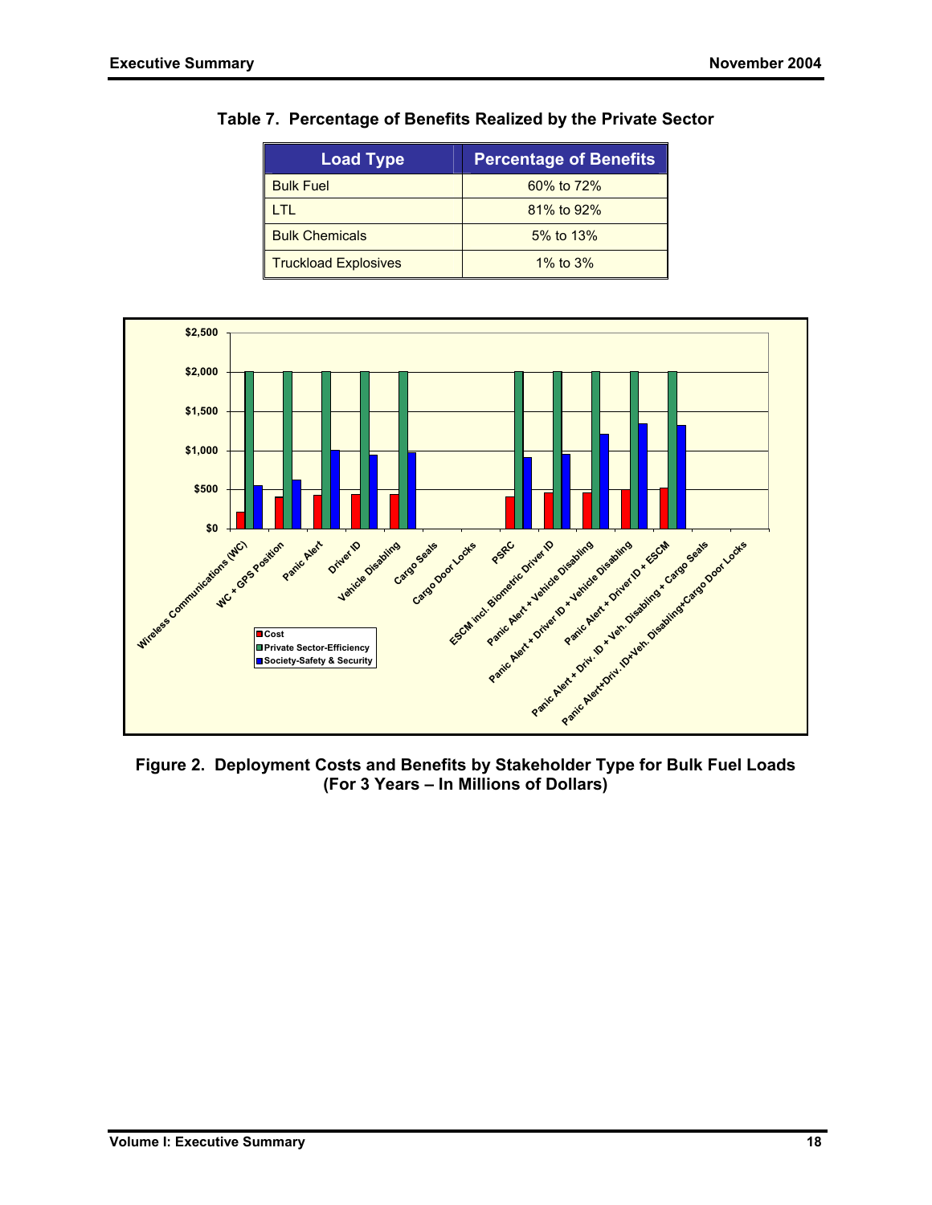**Table 7. Percentage of Benefits Realized by the Private Sector**

| Load Type | Percentage of Benefits |
|---|---|
| Bulk Fuel | 60% to 72% |
| LTL | 81% to 92% |
| Bulk Chemicals | 5% to 13% |
| Truckload Explosives | 1% to 3% |

**Figure 2. Deployment Costs and Benefits by Stakeholder Type for Bulk Fuel Loads (For 3 Years – In Millions of Dollars)**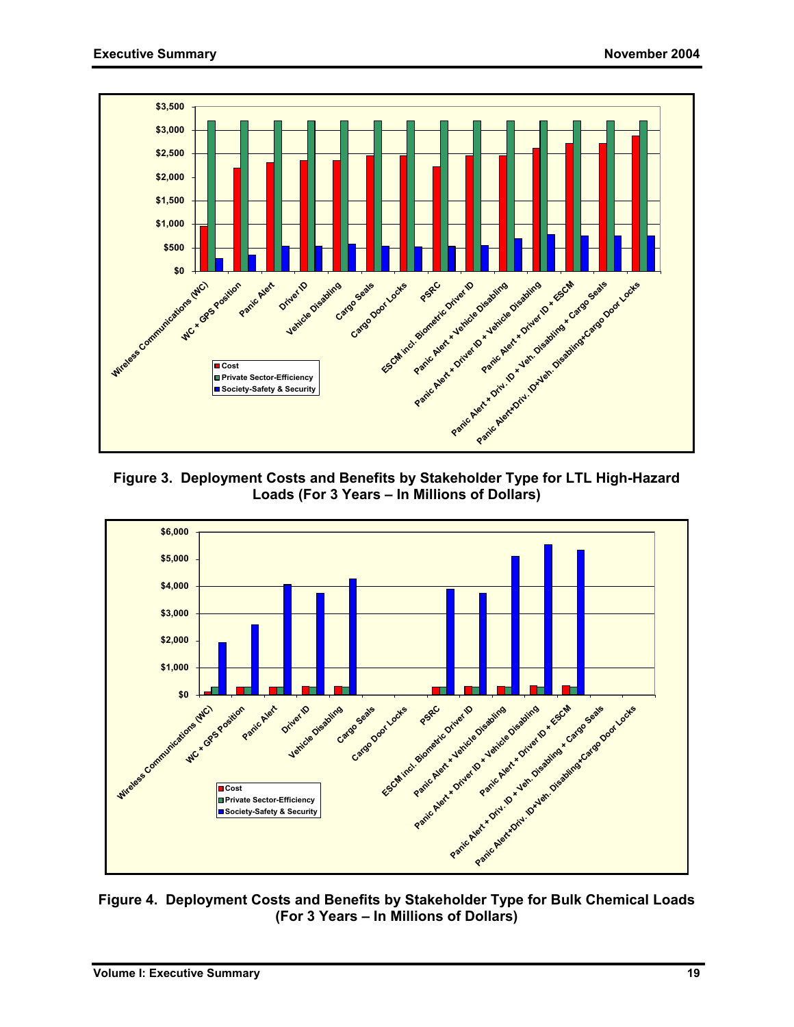**Figure 3. Deployment Costs and Benefits by Stakeholder Type for LTL High-Hazard Loads (For 3 Years – In Millions of Dollars)**

**Figure 4. Deployment Costs and Benefits by Stakeholder Type for Bulk Chemical Loads (For 3 Years – In Millions of Dollars)**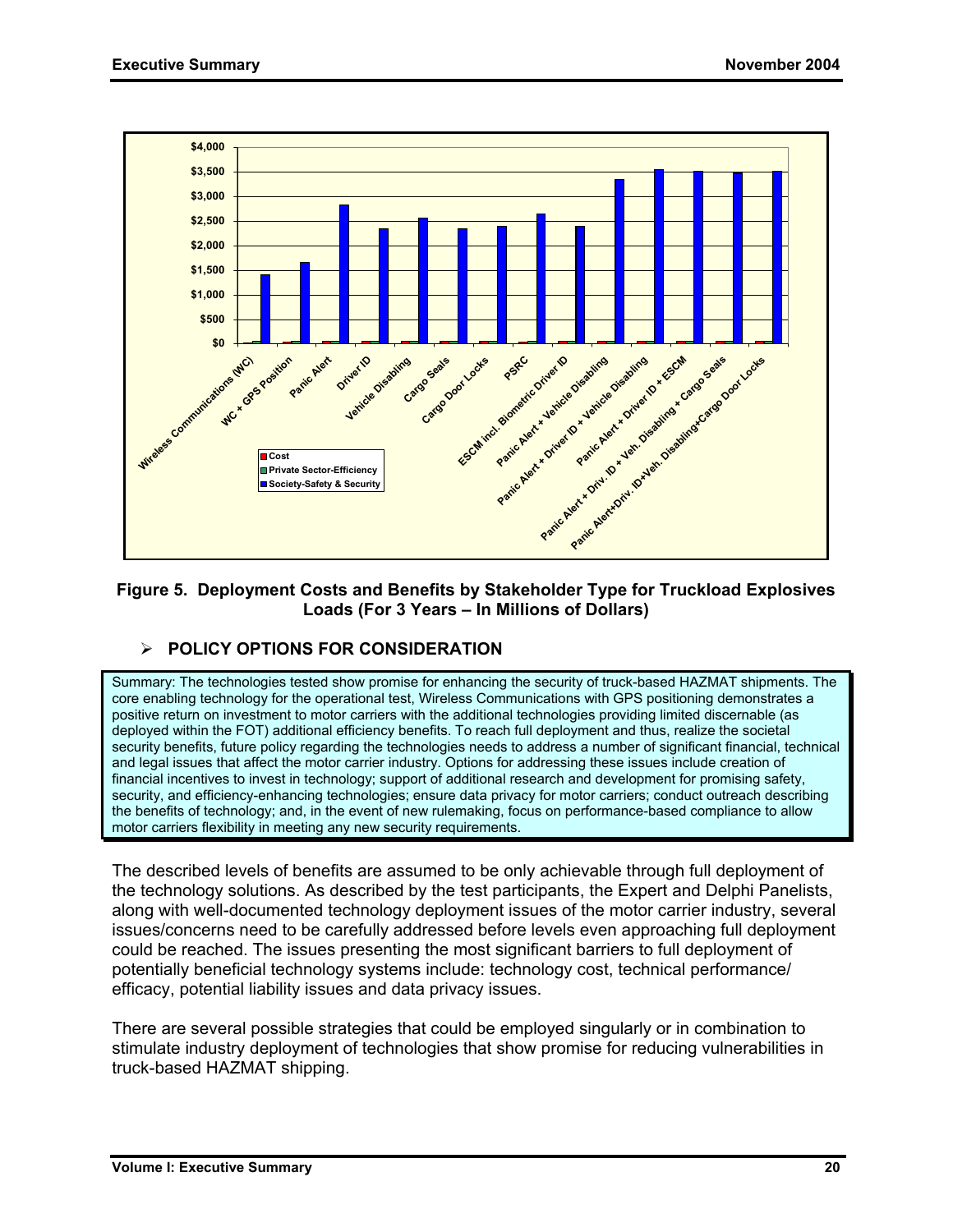Figure 5. Deployment Costs and Benefits by Stakeholder Type for Truckload Explosives Loads (For 3 Years – In Millions of Dollars)

- **POLICY OPTIONS FOR CONSIDERATION**

Summary: The technologies tested show promise for enhancing the security of truck-based HAZMAT shipments. The core enabling technology for the operational test, Wireless Communications with GPS positioning demonstrates a positive return on investment to motor carriers with the additional technologies providing limited discernable (as deployed within the FOT) additional efficiency benefits. To reach full deployment and thus, realize the societal security benefits, future policy regarding the technologies needs to address a number of significant financial, technical and legal issues that affect the motor carrier industry. Options for addressing these issues include creation of financial incentives to invest in technology; support of additional research and development for promising safety, security, and efficiency-enhancing technologies; ensure data privacy for motor carriers; conduct outreach describing the benefits of technology; and, in the event of new rulemaking, focus on performance-based compliance to allow motor carriers flexibility in meeting any new security requirements.

The described levels of benefits are assumed to be only achievable through full deployment of the technology solutions. As described by the test participants, the Expert and Delphi Panelists, along with well-documented technology deployment issues of the motor carrier industry, several issues/concerns need to be carefully addressed before levels even approaching full deployment could be reached. The issues presenting the most significant barriers to full deployment of potentially beneficial technology systems include: technology cost, technical performance/ efficacy, potential liability issues and data privacy issues.

There are several possible strategies that could be employed singularly or in combination to stimulate industry deployment of technologies that show promise for reducing vulnerabilities in truck-based HAZMAT shipping.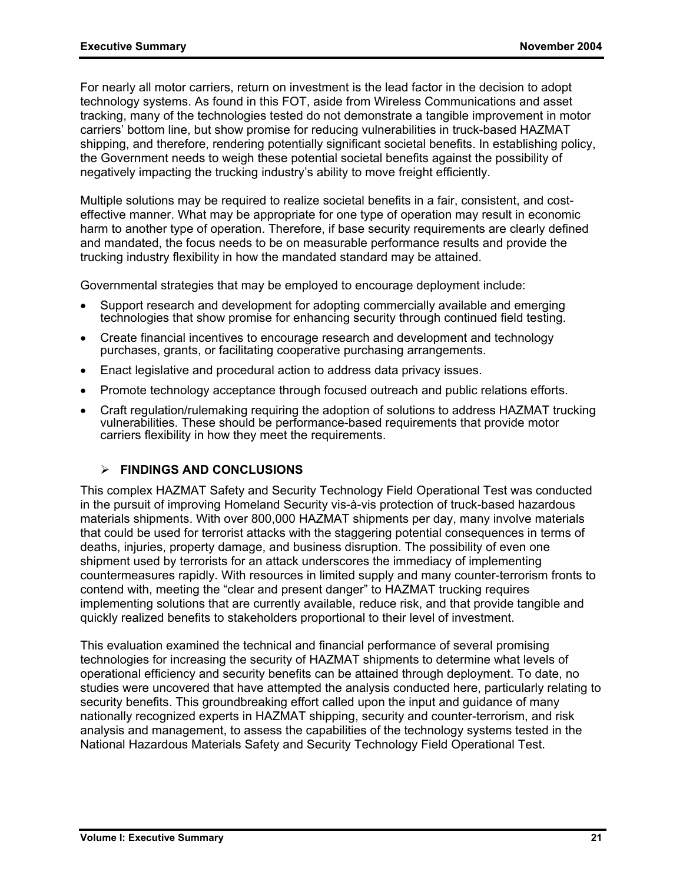For nearly all motor carriers, return on investment is the lead factor in the decision to adopt technology systems. As found in this FOT, aside from Wireless Communications and asset tracking, many of the technologies tested do not demonstrate a tangible improvement in motor carriers' bottom line, but show promise for reducing vulnerabilities in truck-based HAZMAT shipping, and therefore, rendering potentially significant societal benefits. In establishing policy, the Government needs to weigh these potential societal benefits against the possibility of negatively impacting the trucking industry's ability to move freight efficiently.

Multiple solutions may be required to realize societal benefits in a fair, consistent, and cost-effective manner. What may be appropriate for one type of operation may result in economic harm to another type of operation. Therefore, if base security requirements are clearly defined and mandated, the focus needs to be on measurable performance results and provide the trucking industry flexibility in how the mandated standard may be attained.

Governmental strategies that may be employed to encourage deployment include:

- Support research and development for adopting commercially available and emerging technologies that show promise for enhancing security through continued field testing.
- Create financial incentives to encourage research and development and technology purchases, grants, or facilitating cooperative purchasing arrangements.
- Enact legislative and procedural action to address data privacy issues.
- Promote technology acceptance through focused outreach and public relations efforts.
- Craft regulation/rulemaking requiring the adoption of solutions to address HAZMAT trucking vulnerabilities. These should be performance-based requirements that provide motor carriers flexibility in how they meet the requirements.

## FINDINGS AND CONCLUSIONS

This complex HAZMAT Safety and Security Technology Field Operational Test was conducted in the pursuit of improving Homeland Security vis-à-vis protection of truck-based hazardous materials shipments. With over 800,000 HAZMAT shipments per day, many involve materials that could be used for terrorist attacks with the staggering potential consequences in terms of deaths, injuries, property damage, and business disruption. The possibility of even one shipment used by terrorists for an attack underscores the immediacy of implementing countermeasures rapidly. With resources in limited supply and many counter-terrorism fronts to contend with, meeting the "clear and present danger" to HAZMAT trucking requires implementing solutions that are currently available, reduce risk, and that provide tangible and quickly realized benefits to stakeholders proportional to their level of investment.

This evaluation examined the technical and financial performance of several promising technologies for increasing the security of HAZMAT shipments to determine what levels of operational efficiency and security benefits can be attained through deployment. To date, no studies were uncovered that have attempted the analysis conducted here, particularly relating to security benefits. This groundbreaking effort called upon the input and guidance of many nationally recognized experts in HAZMAT shipping, security and counter-terrorism, and risk analysis and management, to assess the capabilities of the technology systems tested in the National Hazardous Materials Safety and Security Technology Field Operational Test.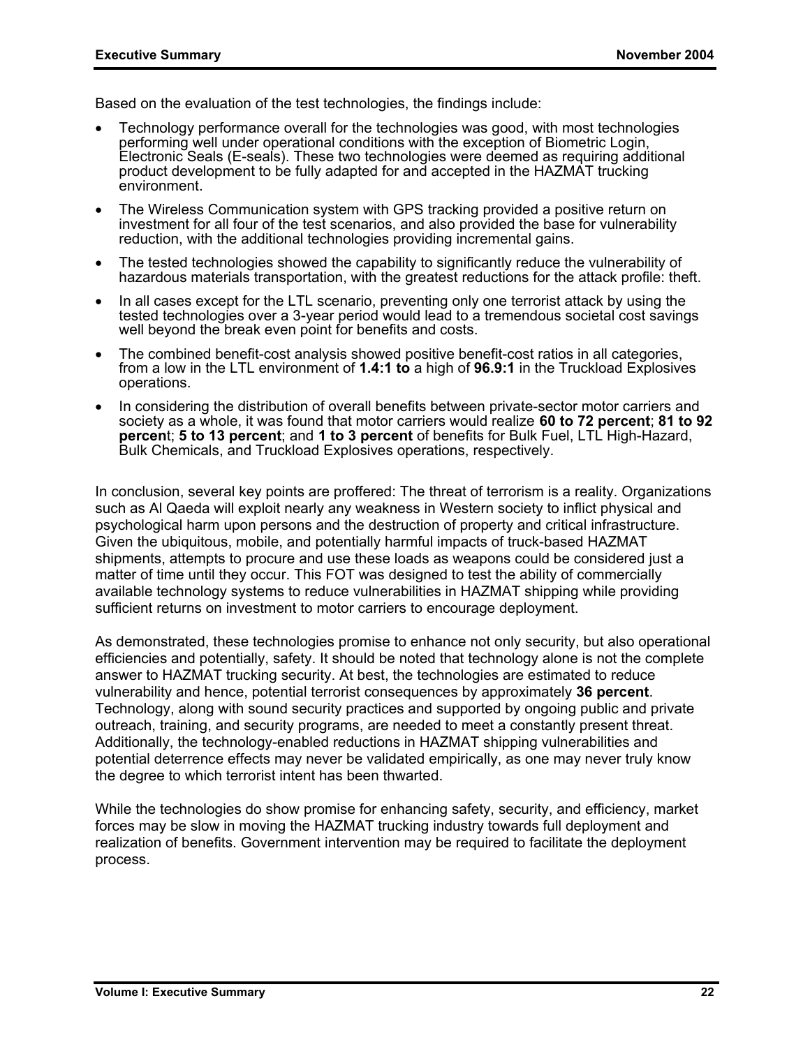Based on the evaluation of the test technologies, the findings include:

- Technology performance overall for the technologies was good, with most technologies performing well under operational conditions with the exception of Biometric Login, Electronic Seals (E-seals). These two technologies were deemed as requiring additional product development to be fully adapted for and accepted in the HAZMAT trucking environment.
- The Wireless Communication system with GPS tracking provided a positive return on investment for all four of the test scenarios, and also provided the base for vulnerability reduction, with the additional technologies providing incremental gains.
- The tested technologies showed the capability to significantly reduce the vulnerability of hazardous materials transportation, with the greatest reductions for the attack profile: theft.
- In all cases except for the LTL scenario, preventing only one terrorist attack by using the tested technologies over a 3-year period would lead to a tremendous societal cost savings well beyond the break even point for benefits and costs.
- The combined benefit-cost analysis showed positive benefit-cost ratios in all categories, from a low in the LTL environment of **1.4:1 to** a high of **96.9:1** in the Truckload Explosives operations.
- In considering the distribution of overall benefits between private-sector motor carriers and society as a whole, it was found that motor carriers would realize **60 to 72 percent**; **81 to 92 percen**t; **5 to 13 percent**; and **1 to 3 percent** of benefits for Bulk Fuel, LTL High-Hazard, Bulk Chemicals, and Truckload Explosives operations, respectively.

In conclusion, several key points are proffered: The threat of terrorism is a reality. Organizations such as Al Qaeda will exploit nearly any weakness in Western society to inflict physical and psychological harm upon persons and the destruction of property and critical infrastructure. Given the ubiquitous, mobile, and potentially harmful impacts of truck-based HAZMAT shipments, attempts to procure and use these loads as weapons could be considered just a matter of time until they occur. This FOT was designed to test the ability of commercially available technology systems to reduce vulnerabilities in HAZMAT shipping while providing sufficient returns on investment to motor carriers to encourage deployment.

As demonstrated, these technologies promise to enhance not only security, but also operational efficiencies and potentially, safety. It should be noted that technology alone is not the complete answer to HAZMAT trucking security. At best, the technologies are estimated to reduce vulnerability and hence, potential terrorist consequences by approximately **36 percent**. Technology, along with sound security practices and supported by ongoing public and private outreach, training, and security programs, are needed to meet a constantly present threat. Additionally, the technology-enabled reductions in HAZMAT shipping vulnerabilities and potential deterrence effects may never be validated empirically, as one may never truly know the degree to which terrorist intent has been thwarted.

While the technologies do show promise for enhancing safety, security, and efficiency, market forces may be slow in moving the HAZMAT trucking industry towards full deployment and realization of benefits. Government intervention may be required to facilitate the deployment process.